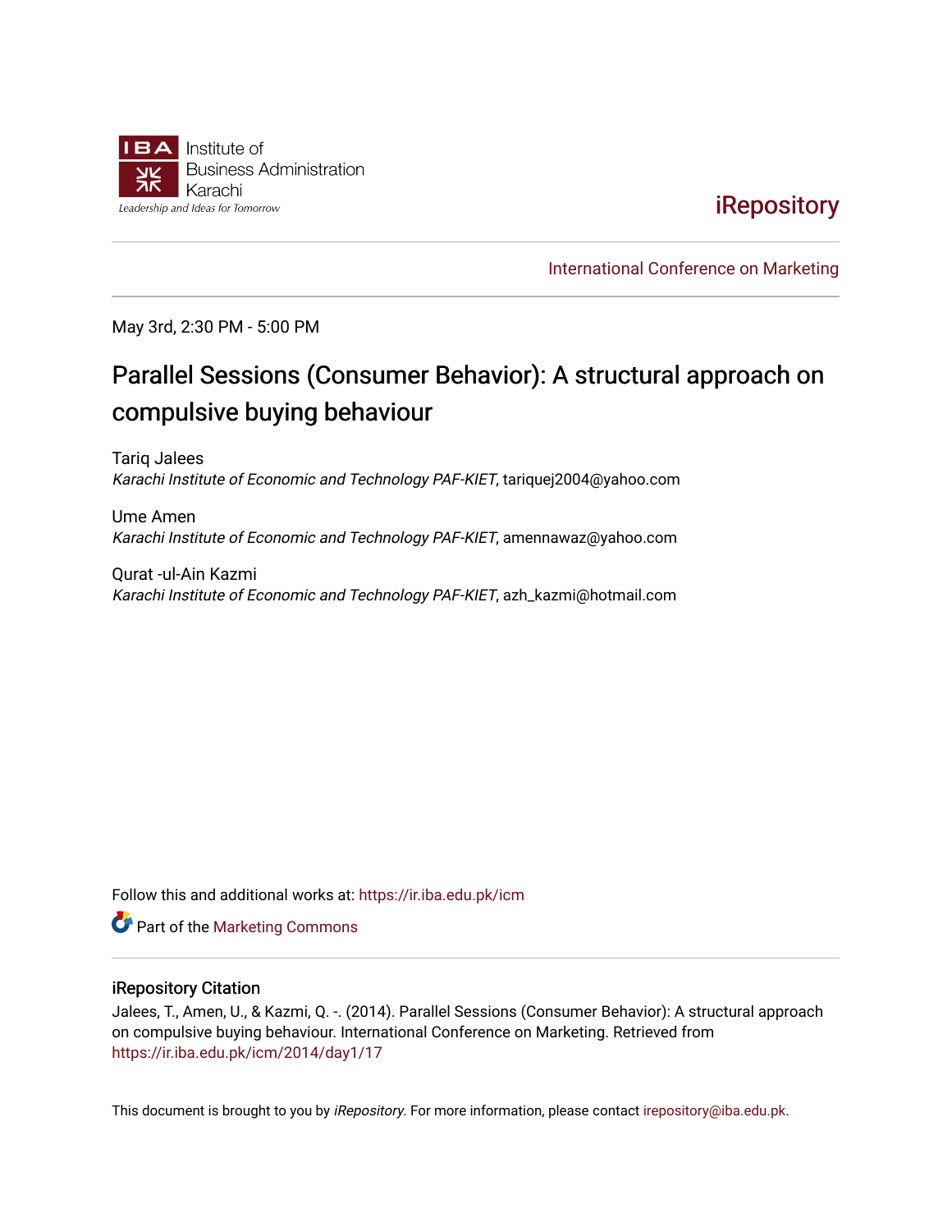Institute of
Business Administration
Karachi
Leadership and Ideas for Tomorrow

iRepository

International Conference on Marketing

May 3rd, 2:30 PM - 5:00 PM

# Parallel Sessions (Consumer Behavior): A structural approach on compulsive buying behaviour

Tariq Jalees
*Karachi Institute of Economic and Technology PAF-KIET*, tariquej2004@yahoo.com

Ume Amen
*Karachi Institute of Economic and Technology PAF-KIET*, amennawaz@yahoo.com

Qurat -ul-Ain Kazmi
*Karachi Institute of Economic and Technology PAF-KIET*, azh_kazmi@hotmail.com

Follow this and additional works at: https://ir.iba.edu.pk/icm

Part of the Marketing Commons

## iRepository Citation

Jalees, T., Amen, U., & Kazmi, Q. -. (2014). Parallel Sessions (Consumer Behavior): A structural approach on compulsive buying behaviour. International Conference on Marketing. Retrieved from https://ir.iba.edu.pk/icm/2014/day1/17

This document is brought to you by *iRepository*. For more information, please contact irepository@iba.edu.pk.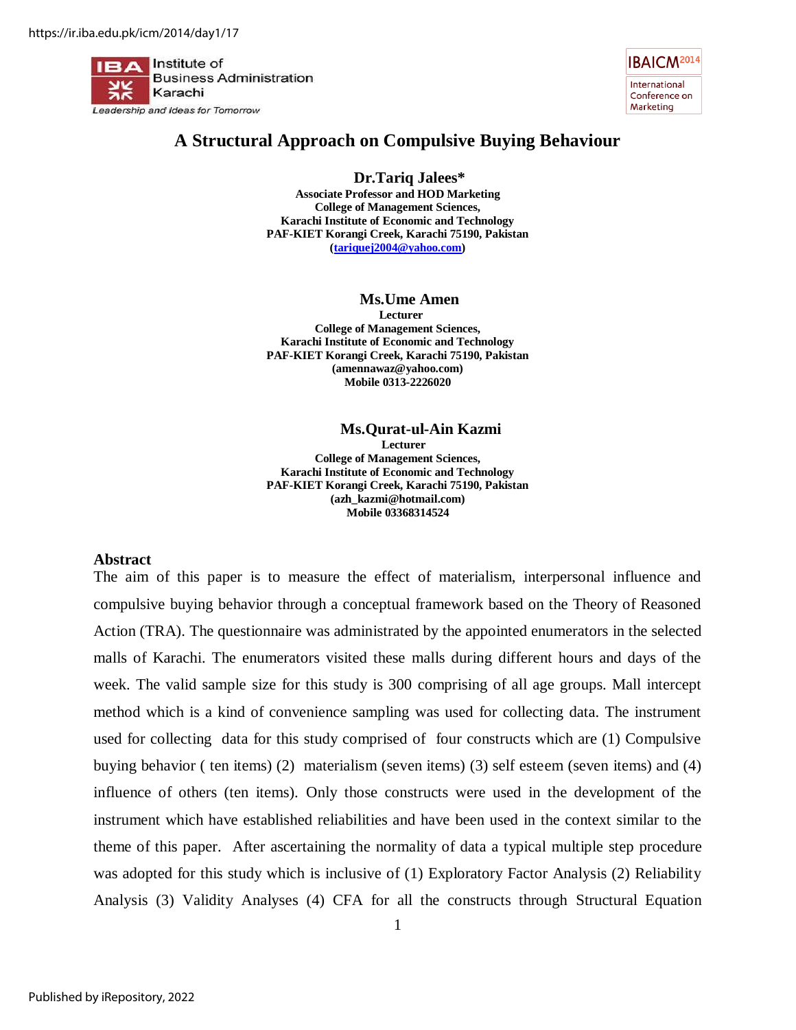# A Structural Approach on Compulsive Buying Behaviour

**Dr.Tariq Jalees***
**Associate Professor and HOD Marketing**
**College of Management Sciences,**
**Karachi Institute of Economic and Technology**
**PAF-KIET Korangi Creek, Karachi 75190, Pakistan**
**(tariquej2004@yahoo.com)**

**Ms.Ume Amen**
**Lecturer**
**College of Management Sciences,**
**Karachi Institute of Economic and Technology**
**PAF-KIET Korangi Creek, Karachi 75190, Pakistan**
**(amennawaz@yahoo.com)**
**Mobile 0313-2226020**

**Ms.Qurat-ul-Ain Kazmi**
**Lecturer**
**College of Management Sciences,**
**Karachi Institute of Economic and Technology**
**PAF-KIET Korangi Creek, Karachi 75190, Pakistan**
**(azh_kazmi@hotmail.com)**
**Mobile 03368314524**

## Abstract

The aim of this paper is to measure the effect of materialism, interpersonal influence and compulsive buying behavior through a conceptual framework based on the Theory of Reasoned Action (TRA). The questionnaire was administrated by the appointed enumerators in the selected malls of Karachi. The enumerators visited these malls during different hours and days of the week. The valid sample size for this study is 300 comprising of all age groups. Mall intercept method which is a kind of convenience sampling was used for collecting data. The instrument used for collecting data for this study comprised of four constructs which are (1) Compulsive buying behavior ( ten items) (2) materialism (seven items) (3) self esteem (seven items) and (4) influence of others (ten items). Only those constructs were used in the development of the instrument which have established reliabilities and have been used in the context similar to the theme of this paper. After ascertaining the normality of data a typical multiple step procedure was adopted for this study which is inclusive of (1) Exploratory Factor Analysis (2) Reliability Analysis (3) Validity Analyses (4) CFA for all the constructs through Structural Equation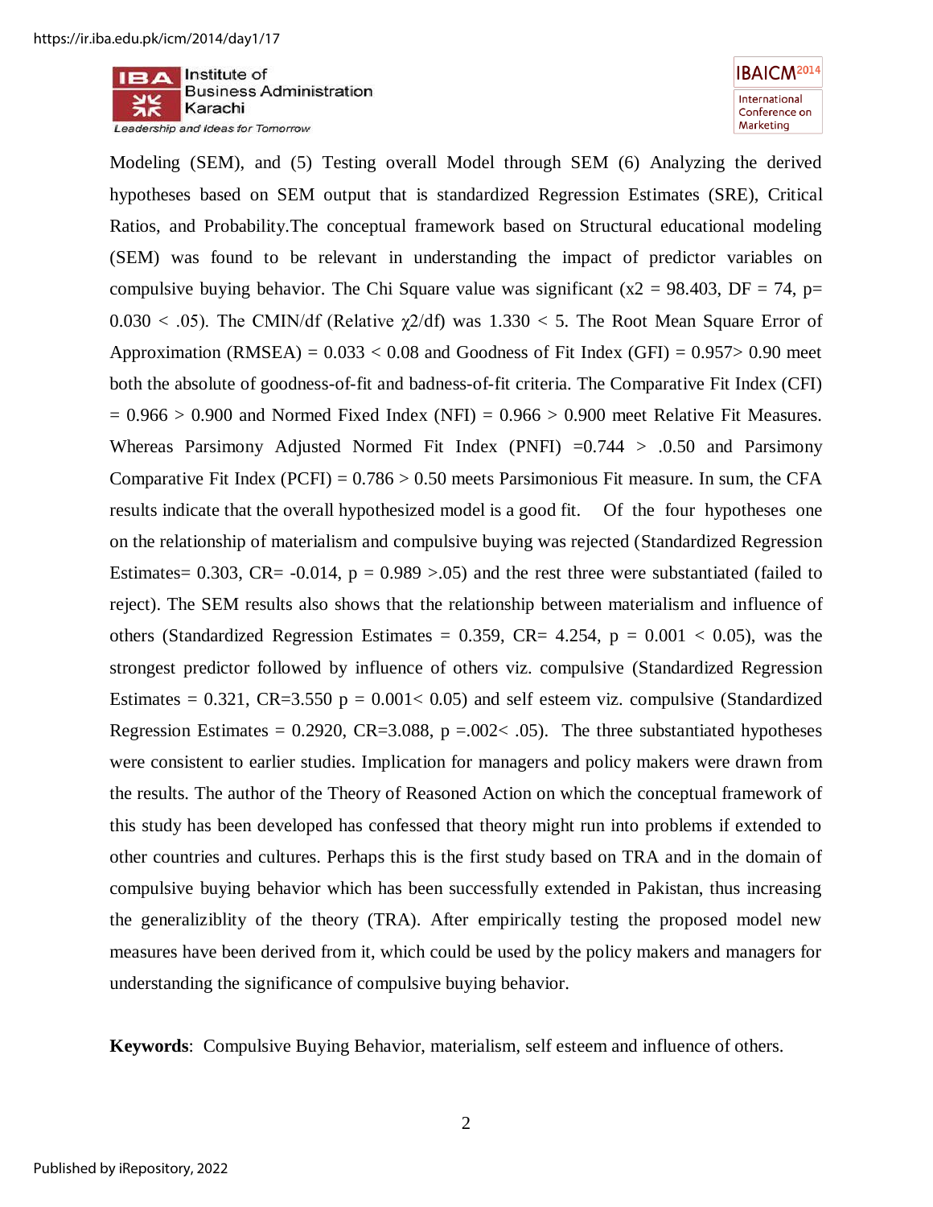Modeling (SEM), and (5) Testing overall Model through SEM (6) Analyzing the derived hypotheses based on SEM output that is standardized Regression Estimates (SRE), Critical Ratios, and Probability.The conceptual framework based on Structural educational modeling (SEM) was found to be relevant in understanding the impact of predictor variables on compulsive buying behavior. The Chi Square value was significant ($x2 = 98.403$, DF = 74, $p = 0.030 < .05$). The CMIN/df (Relative $\chi2$/df) was 1.330 < 5. The Root Mean Square Error of Approximation (RMSEA) = 0.033 < 0.08 and Goodness of Fit Index (GFI) = 0.957> 0.90 meet both the absolute of goodness-of-fit and badness-of-fit criteria. The Comparative Fit Index (CFI) = 0.966 > 0.900 and Normed Fixed Index (NFI) = 0.966 > 0.900 meet Relative Fit Measures. Whereas Parsimony Adjusted Normed Fit Index (PNFI) =0.744 > .0.50 and Parsimony Comparative Fit Index (PCFI) = 0.786 > 0.50 meets Parsimonious Fit measure. In sum, the CFA results indicate that the overall hypothesized model is a good fit. Of the four hypotheses one on the relationship of materialism and compulsive buying was rejected (Standardized Regression Estimates= 0.303, CR= -0.014, $p = 0.989 > .05$) and the rest three were substantiated (failed to reject). The SEM results also shows that the relationship between materialism and influence of others (Standardized Regression Estimates = 0.359, CR= 4.254, $p = 0.001 < 0.05$), was the strongest predictor followed by influence of others viz. compulsive (Standardized Regression Estimates = 0.321, CR=3.550 $p = 0.001 < 0.05$) and self esteem viz. compulsive (Standardized Regression Estimates = 0.2920, CR=3.088, $p = .002 < .05$). The three substantiated hypotheses were consistent to earlier studies. Implication for managers and policy makers were drawn from the results. The author of the Theory of Reasoned Action on which the conceptual framework of this study has been developed has confessed that theory might run into problems if extended to other countries and cultures. Perhaps this is the first study based on TRA and in the domain of compulsive buying behavior which has been successfully extended in Pakistan, thus increasing the generaliziblity of the theory (TRA). After empirically testing the proposed model new measures have been derived from it, which could be used by the policy makers and managers for understanding the significance of compulsive buying behavior.

**Keywords**: Compulsive Buying Behavior, materialism, self esteem and influence of others.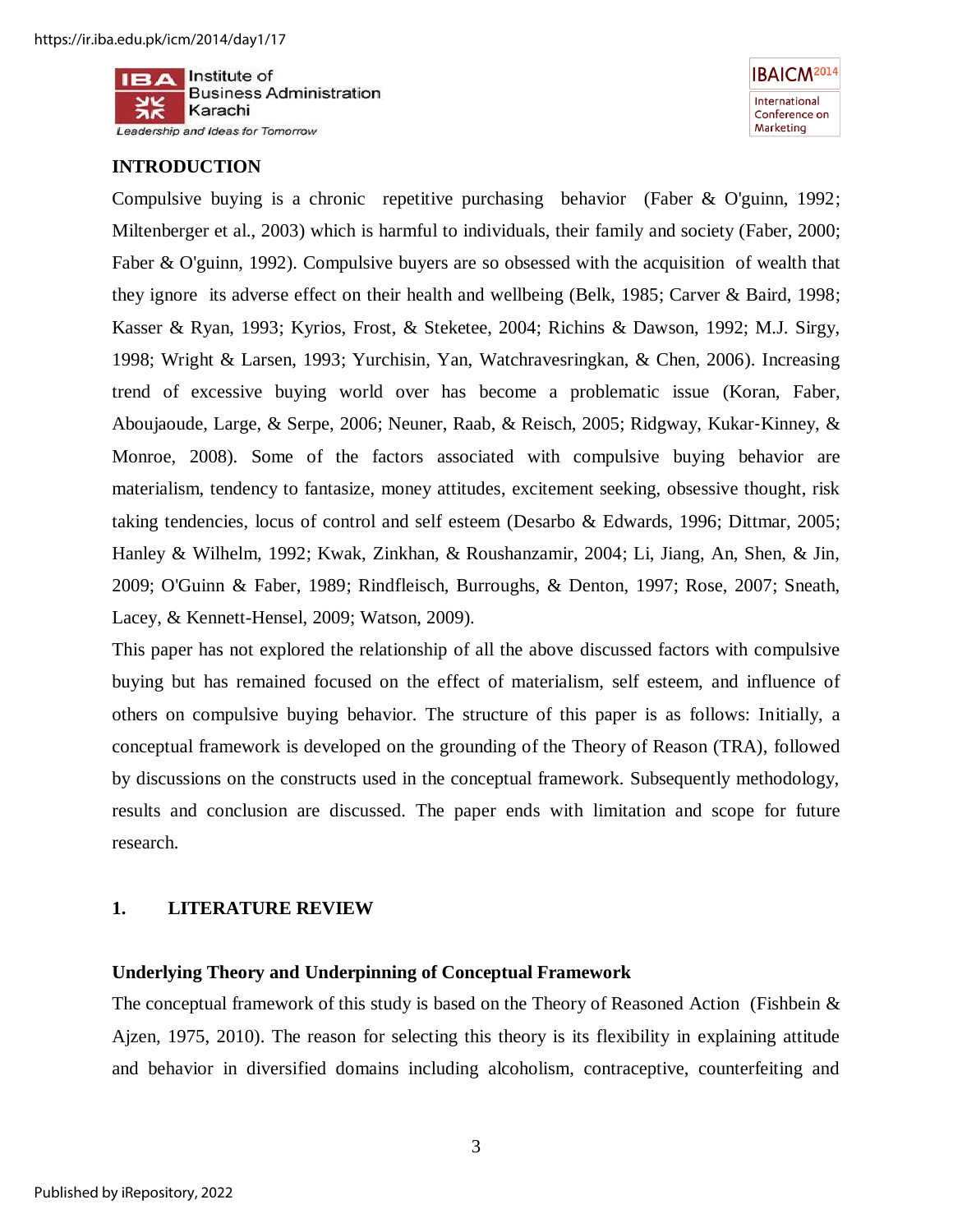## INTRODUCTION

Compulsive buying is a chronic repetitive purchasing behavior (Faber & O'guinn, 1992; Miltenberger et al., 2003) which is harmful to individuals, their family and society (Faber, 2000; Faber & O'guinn, 1992). Compulsive buyers are so obsessed with the acquisition of wealth that they ignore its adverse effect on their health and wellbeing (Belk, 1985; Carver & Baird, 1998; Kasser & Ryan, 1993; Kyrios, Frost, & Steketee, 2004; Richins & Dawson, 1992; M.J. Sirgy, 1998; Wright & Larsen, 1993; Yurchisin, Yan, Watchravesringkan, & Chen, 2006). Increasing trend of excessive buying world over has become a problematic issue (Koran, Faber, Aboujaoude, Large, & Serpe, 2006; Neuner, Raab, & Reisch, 2005; Ridgway, Kukar-Kinney, & Monroe, 2008). Some of the factors associated with compulsive buying behavior are materialism, tendency to fantasize, money attitudes, excitement seeking, obsessive thought, risk taking tendencies, locus of control and self esteem (Desarbo & Edwards, 1996; Dittmar, 2005; Hanley & Wilhelm, 1992; Kwak, Zinkhan, & Roushanzamir, 2004; Li, Jiang, An, Shen, & Jin, 2009; O'Guinn & Faber, 1989; Rindfleisch, Burroughs, & Denton, 1997; Rose, 2007; Sneath, Lacey, & Kennett-Hensel, 2009; Watson, 2009).

This paper has not explored the relationship of all the above discussed factors with compulsive buying but has remained focused on the effect of materialism, self esteem, and influence of others on compulsive buying behavior. The structure of this paper is as follows: Initially, a conceptual framework is developed on the grounding of the Theory of Reason (TRA), followed by discussions on the constructs used in the conceptual framework. Subsequently methodology, results and conclusion are discussed. The paper ends with limitation and scope for future research.

## 1. LITERATURE REVIEW

### Underlying Theory and Underpinning of Conceptual Framework

The conceptual framework of this study is based on the Theory of Reasoned Action (Fishbein & Ajzen, 1975, 2010). The reason for selecting this theory is its flexibility in explaining attitude and behavior in diversified domains including alcoholism, contraceptive, counterfeiting and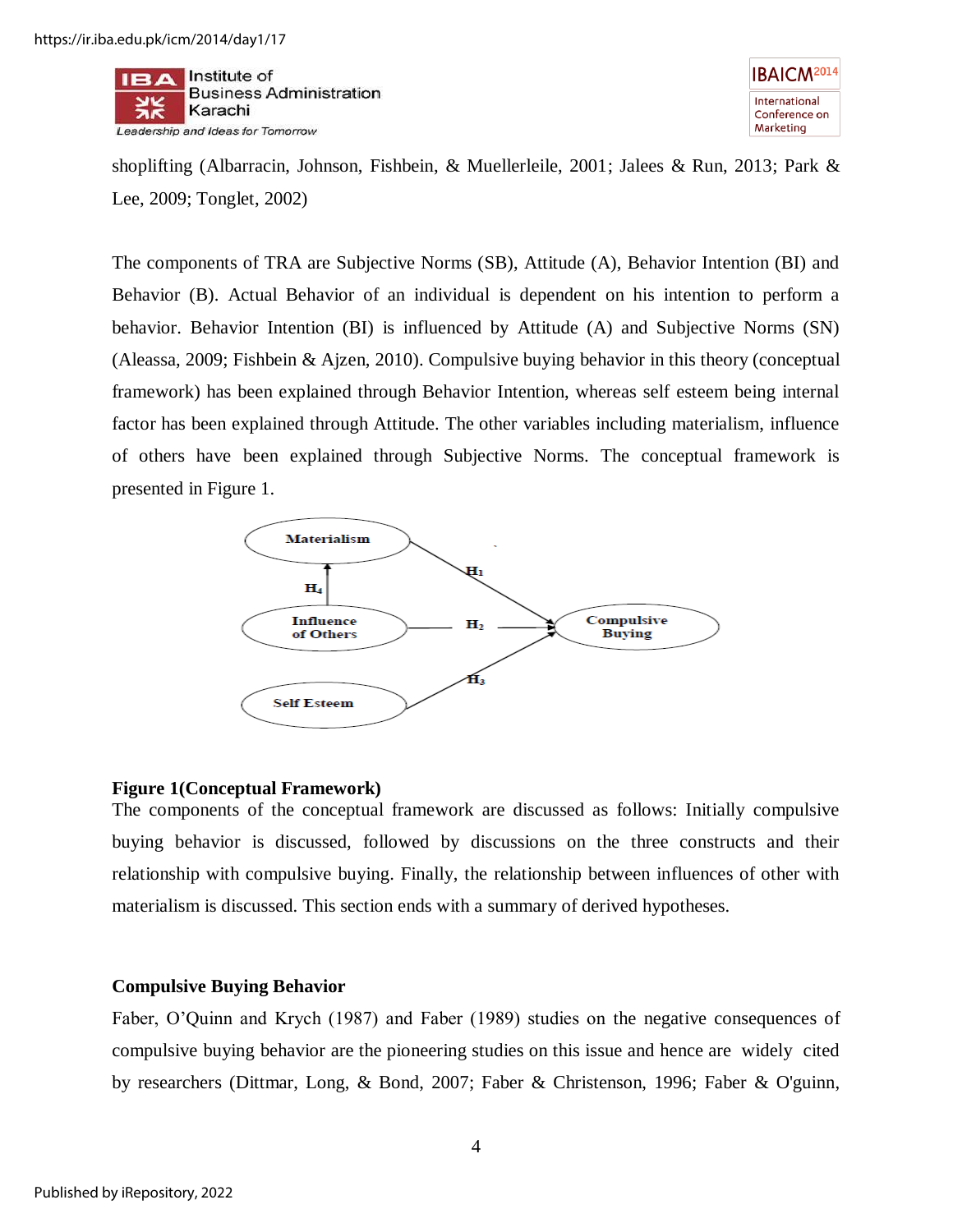shoplifting (Albarracin, Johnson, Fishbein, & Muellerleile, 2001; Jalees & Run, 2013; Park & Lee, 2009; Tonglet, 2002)

The components of TRA are Subjective Norms (SB), Attitude (A), Behavior Intention (BI) and Behavior (B). Actual Behavior of an individual is dependent on his intention to perform a behavior. Behavior Intention (BI) is influenced by Attitude (A) and Subjective Norms (SN) (Aleassa, 2009; Fishbein & Ajzen, 2010). Compulsive buying behavior in this theory (conceptual framework) has been explained through Behavior Intention, whereas self esteem being internal factor has been explained through Attitude. The other variables including materialism, influence of others have been explained through Subjective Norms. The conceptual framework is presented in Figure 1.

**Figure 1(Conceptual Framework)**

The components of the conceptual framework are discussed as follows: Initially compulsive buying behavior is discussed, followed by discussions on the three constructs and their relationship with compulsive buying. Finally, the relationship between influences of other with materialism is discussed. This section ends with a summary of derived hypotheses.

## Compulsive Buying Behavior

Faber, O'Quinn and Krych (1987) and Faber (1989) studies on the negative consequences of compulsive buying behavior are the pioneering studies on this issue and hence are widely cited by researchers (Dittmar, Long, & Bond, 2007; Faber & Christenson, 1996; Faber & O'guinn,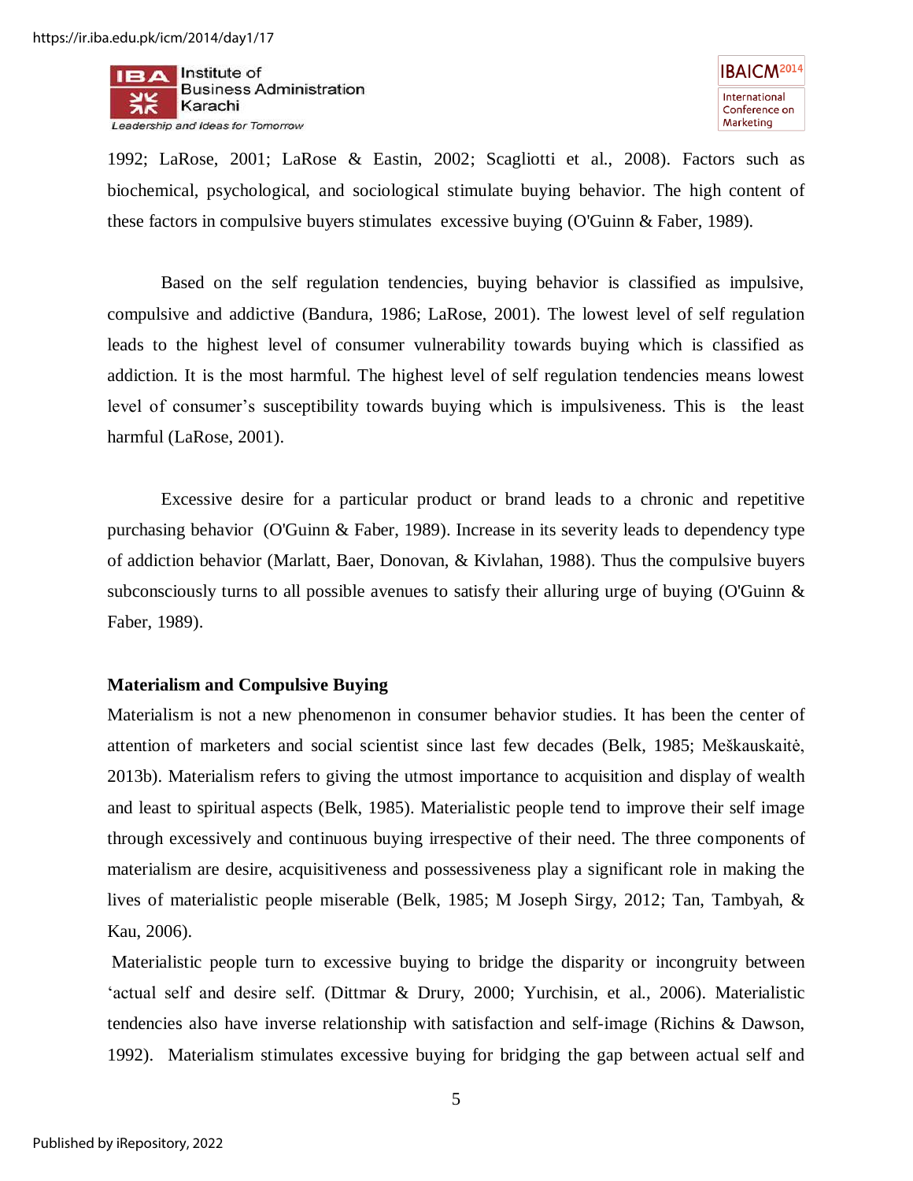1992; LaRose, 2001; LaRose & Eastin, 2002; Scagliotti et al., 2008). Factors such as biochemical, psychological, and sociological stimulate buying behavior. The high content of these factors in compulsive buyers stimulates excessive buying (O'Guinn & Faber, 1989).

Based on the self regulation tendencies, buying behavior is classified as impulsive, compulsive and addictive (Bandura, 1986; LaRose, 2001). The lowest level of self regulation leads to the highest level of consumer vulnerability towards buying which is classified as addiction. It is the most harmful. The highest level of self regulation tendencies means lowest level of consumer's susceptibility towards buying which is impulsiveness. This is the least harmful (LaRose, 2001).

Excessive desire for a particular product or brand leads to a chronic and repetitive purchasing behavior (O'Guinn & Faber, 1989). Increase in its severity leads to dependency type of addiction behavior (Marlatt, Baer, Donovan, & Kivlahan, 1988). Thus the compulsive buyers subconsciously turns to all possible avenues to satisfy their alluring urge of buying (O'Guinn & Faber, 1989).

**Materialism and Compulsive Buying**

Materialism is not a new phenomenon in consumer behavior studies. It has been the center of attention of marketers and social scientist since last few decades (Belk, 1985; Meškauskaitė, 2013b). Materialism refers to giving the utmost importance to acquisition and display of wealth and least to spiritual aspects (Belk, 1985). Materialistic people tend to improve their self image through excessively and continuous buying irrespective of their need. The three components of materialism are desire, acquisitiveness and possessiveness play a significant role in making the lives of materialistic people miserable (Belk, 1985; M Joseph Sirgy, 2012; Tan, Tambyah, & Kau, 2006).

Materialistic people turn to excessive buying to bridge the disparity or incongruity between 'actual self and desire self. (Dittmar & Drury, 2000; Yurchisin, et al., 2006). Materialistic tendencies also have inverse relationship with satisfaction and self-image (Richins & Dawson, 1992). Materialism stimulates excessive buying for bridging the gap between actual self and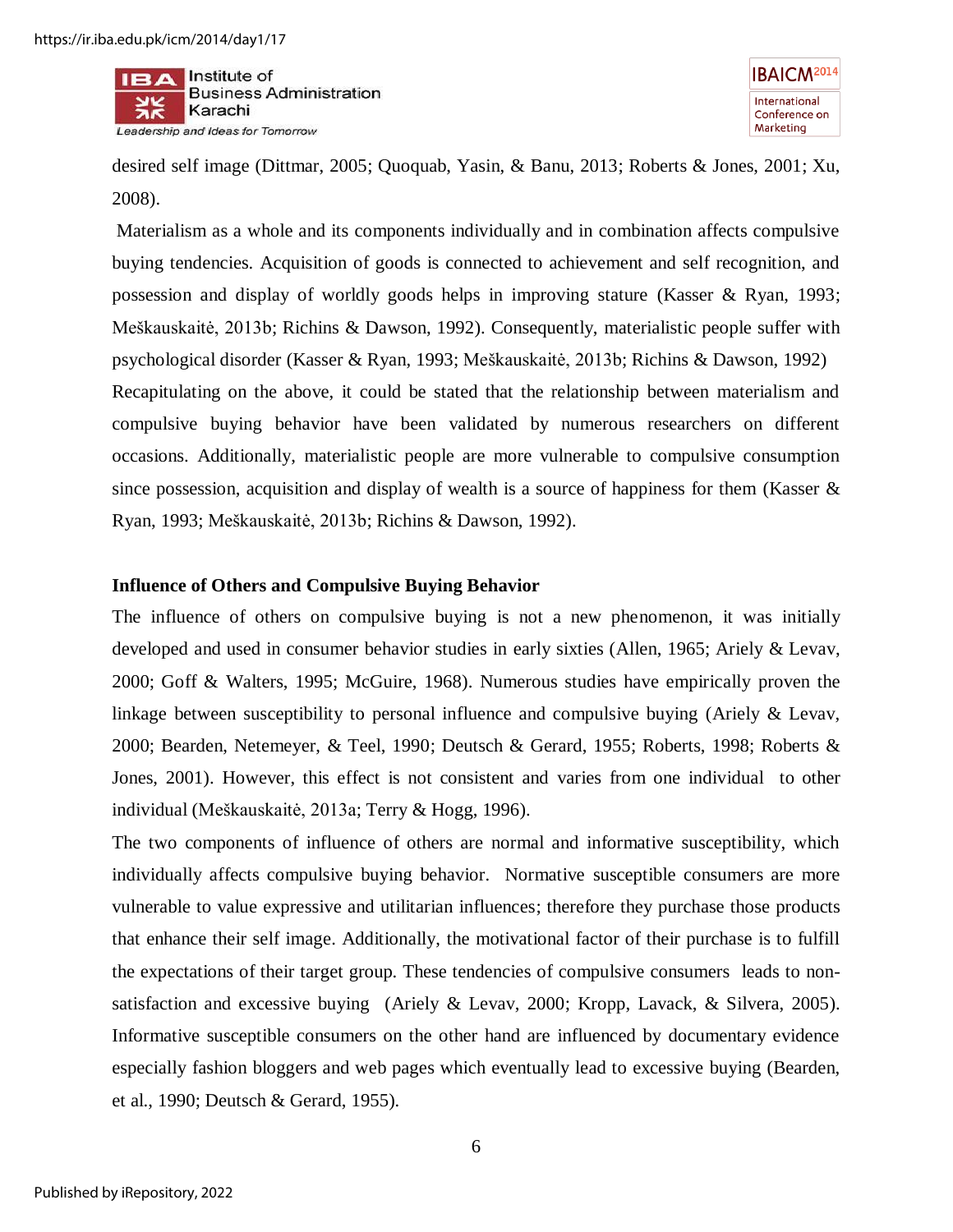desired self image (Dittmar, 2005; Quoquab, Yasin, & Banu, 2013; Roberts & Jones, 2001; Xu, 2008).

Materialism as a whole and its components individually and in combination affects compulsive buying tendencies. Acquisition of goods is connected to achievement and self recognition, and possession and display of worldly goods helps in improving stature (Kasser & Ryan, 1993; Meškauskaitė, 2013b; Richins & Dawson, 1992). Consequently, materialistic people suffer with psychological disorder (Kasser & Ryan, 1993; Meškauskaitė, 2013b; Richins & Dawson, 1992) Recapitulating on the above, it could be stated that the relationship between materialism and compulsive buying behavior have been validated by numerous researchers on different occasions. Additionally, materialistic people are more vulnerable to compulsive consumption since possession, acquisition and display of wealth is a source of happiness for them (Kasser & Ryan, 1993; Meškauskaitė, 2013b; Richins & Dawson, 1992).

**Influence of Others and Compulsive Buying Behavior**

The influence of others on compulsive buying is not a new phenomenon, it was initially developed and used in consumer behavior studies in early sixties (Allen, 1965; Ariely & Levav, 2000; Goff & Walters, 1995; McGuire, 1968). Numerous studies have empirically proven the linkage between susceptibility to personal influence and compulsive buying (Ariely & Levav, 2000; Bearden, Netemeyer, & Teel, 1990; Deutsch & Gerard, 1955; Roberts, 1998; Roberts & Jones, 2001). However, this effect is not consistent and varies from one individual to other individual (Meškauskaitė, 2013a; Terry & Hogg, 1996).

The two components of influence of others are normal and informative susceptibility, which individually affects compulsive buying behavior. Normative susceptible consumers are more vulnerable to value expressive and utilitarian influences; therefore they purchase those products that enhance their self image. Additionally, the motivational factor of their purchase is to fulfill the expectations of their target group. These tendencies of compulsive consumers leads to non-satisfaction and excessive buying (Ariely & Levav, 2000; Kropp, Lavack, & Silvera, 2005). Informative susceptible consumers on the other hand are influenced by documentary evidence especially fashion bloggers and web pages which eventually lead to excessive buying (Bearden, et al., 1990; Deutsch & Gerard, 1955).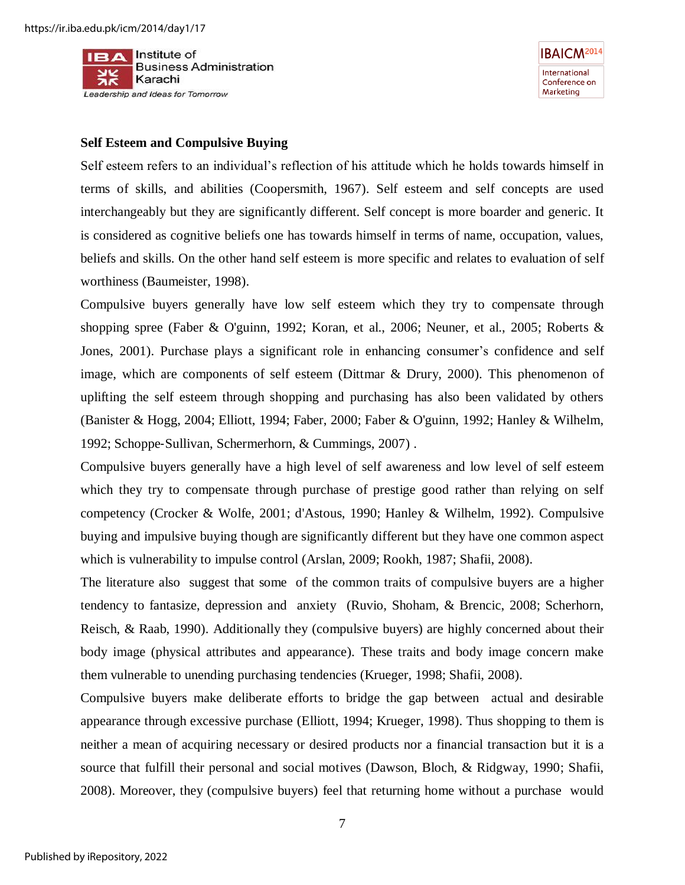**Self Esteem and Compulsive Buying**

Self esteem refers to an individual's reflection of his attitude which he holds towards himself in terms of skills, and abilities (Coopersmith, 1967). Self esteem and self concepts are used interchangeably but they are significantly different. Self concept is more boarder and generic. It is considered as cognitive beliefs one has towards himself in terms of name, occupation, values, beliefs and skills. On the other hand self esteem is more specific and relates to evaluation of self worthiness (Baumeister, 1998).

Compulsive buyers generally have low self esteem which they try to compensate through shopping spree (Faber & O'guinn, 1992; Koran, et al., 2006; Neuner, et al., 2005; Roberts & Jones, 2001). Purchase plays a significant role in enhancing consumer's confidence and self image, which are components of self esteem (Dittmar & Drury, 2000). This phenomenon of uplifting the self esteem through shopping and purchasing has also been validated by others (Banister & Hogg, 2004; Elliott, 1994; Faber, 2000; Faber & O'guinn, 1992; Hanley & Wilhelm, 1992; Schoppe-Sullivan, Schermerhorn, & Cummings, 2007) .

Compulsive buyers generally have a high level of self awareness and low level of self esteem which they try to compensate through purchase of prestige good rather than relying on self competency (Crocker & Wolfe, 2001; d'Astous, 1990; Hanley & Wilhelm, 1992). Compulsive buying and impulsive buying though are significantly different but they have one common aspect which is vulnerability to impulse control (Arslan, 2009; Rookh, 1987; Shafii, 2008).

The literature also suggest that some of the common traits of compulsive buyers are a higher tendency to fantasize, depression and anxiety (Ruvio, Shoham, & Brencic, 2008; Scherhorn, Reisch, & Raab, 1990). Additionally they (compulsive buyers) are highly concerned about their body image (physical attributes and appearance). These traits and body image concern make them vulnerable to unending purchasing tendencies (Krueger, 1998; Shafii, 2008).

Compulsive buyers make deliberate efforts to bridge the gap between actual and desirable appearance through excessive purchase (Elliott, 1994; Krueger, 1998). Thus shopping to them is neither a mean of acquiring necessary or desired products nor a financial transaction but it is a source that fulfill their personal and social motives (Dawson, Bloch, & Ridgway, 1990; Shafii, 2008). Moreover, they (compulsive buyers) feel that returning home without a purchase would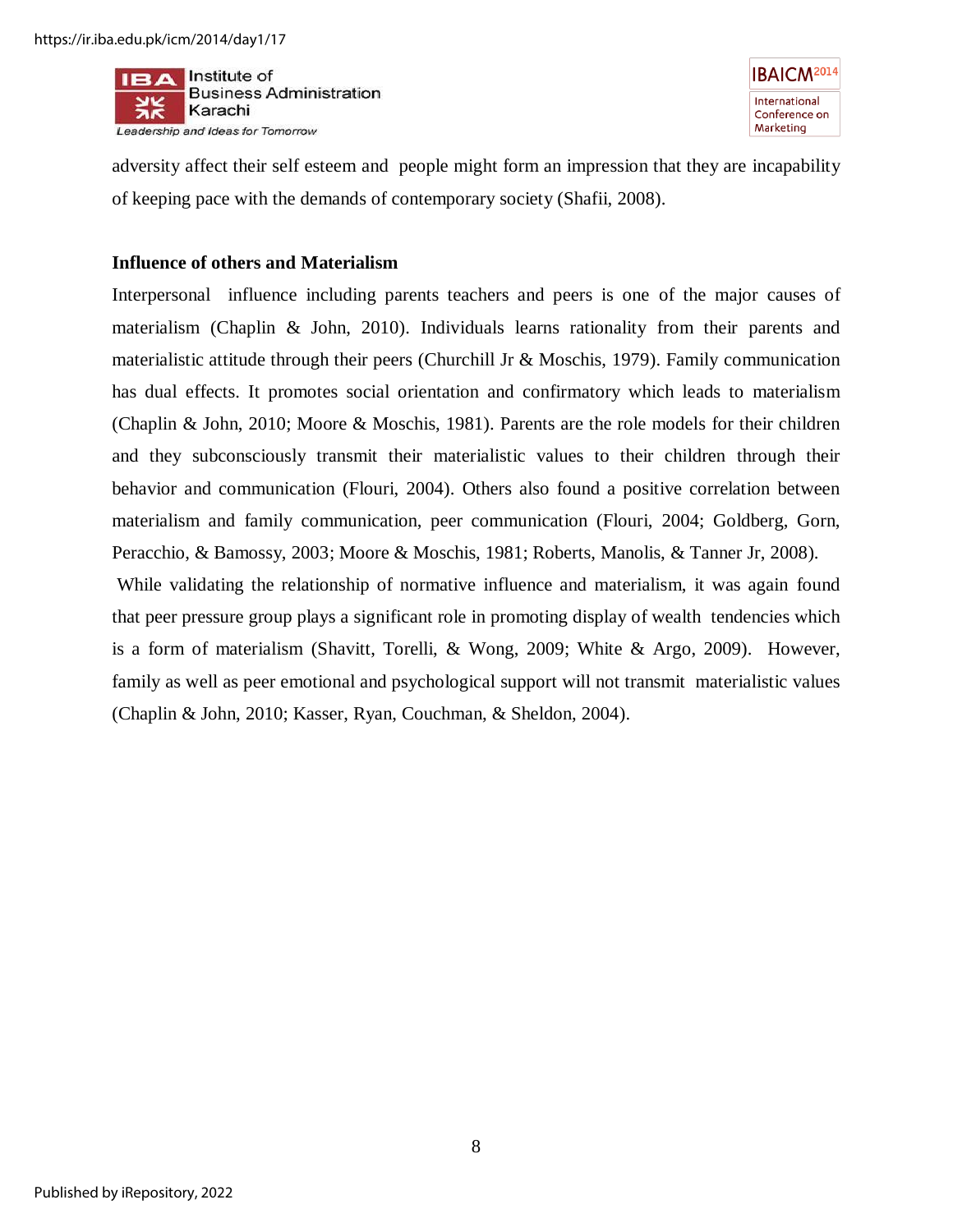adversity affect their self esteem and people might form an impression that they are incapability of keeping pace with the demands of contemporary society (Shafii, 2008).

**Influence of others and Materialism**

Interpersonal influence including parents teachers and peers is one of the major causes of materialism (Chaplin & John, 2010). Individuals learns rationality from their parents and materialistic attitude through their peers (Churchill Jr & Moschis, 1979). Family communication has dual effects. It promotes social orientation and confirmatory which leads to materialism (Chaplin & John, 2010; Moore & Moschis, 1981). Parents are the role models for their children and they subconsciously transmit their materialistic values to their children through their behavior and communication (Flouri, 2004). Others also found a positive correlation between materialism and family communication, peer communication (Flouri, 2004; Goldberg, Gorn, Peracchio, & Bamossy, 2003; Moore & Moschis, 1981; Roberts, Manolis, & Tanner Jr, 2008).

While validating the relationship of normative influence and materialism, it was again found that peer pressure group plays a significant role in promoting display of wealth tendencies which is a form of materialism (Shavitt, Torelli, & Wong, 2009; White & Argo, 2009). However, family as well as peer emotional and psychological support will not transmit materialistic values (Chaplin & John, 2010; Kasser, Ryan, Couchman, & Sheldon, 2004).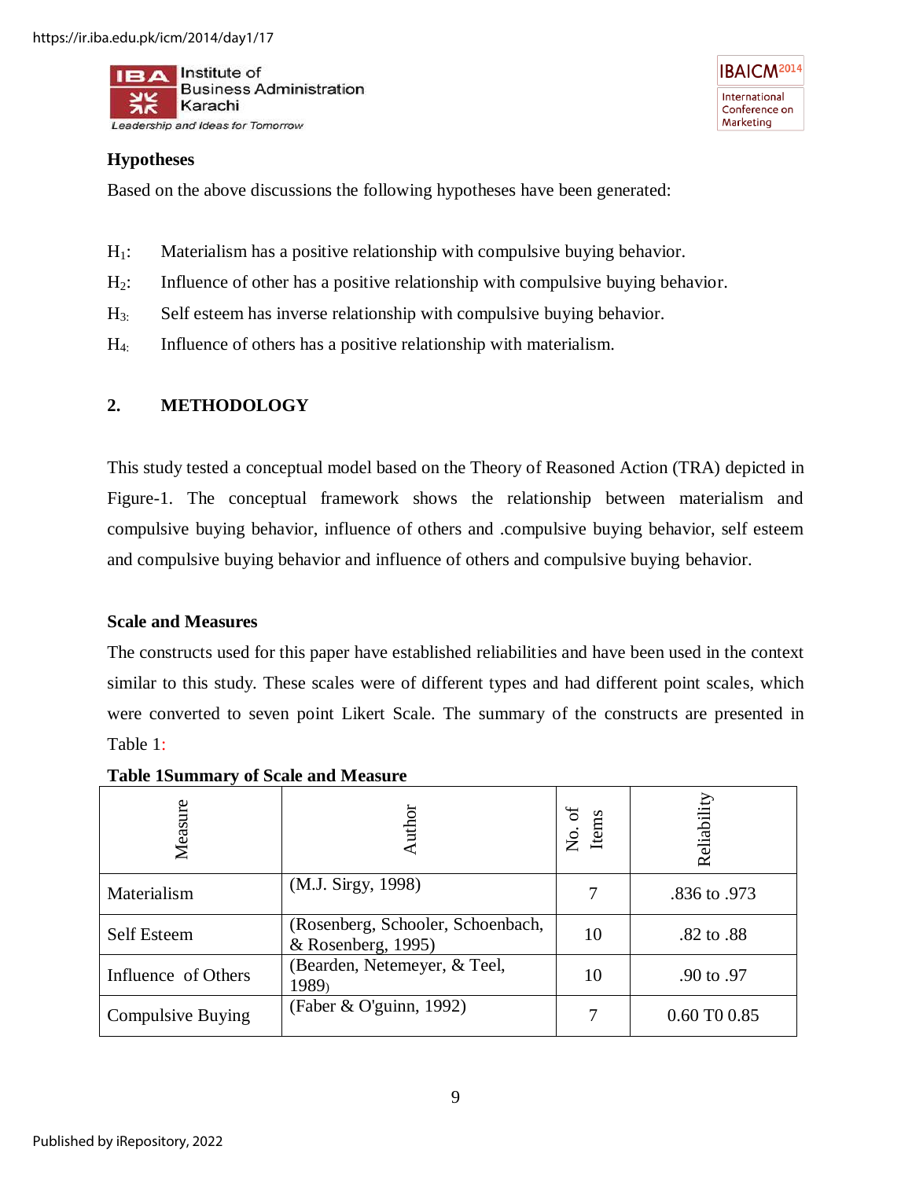### Hypotheses

Based on the above discussions the following hypotheses have been generated:

$H_1$: Materialism has a positive relationship with compulsive buying behavior.

$H_2$: Influence of other has a positive relationship with compulsive buying behavior.

$H_3$: Self esteem has inverse relationship with compulsive buying behavior.

$H_4$: Influence of others has a positive relationship with materialism.

## 2. METHODOLOGY

This study tested a conceptual model based on the Theory of Reasoned Action (TRA) depicted in Figure-1. The conceptual framework shows the relationship between materialism and compulsive buying behavior, influence of others and .compulsive buying behavior, self esteem and compulsive buying behavior and influence of others and compulsive buying behavior.

### Scale and Measures

The constructs used for this paper have established reliabilities and have been used in the context similar to this study. These scales were of different types and had different point scales, which were converted to seven point Likert Scale. The summary of the constructs are presented in Table 1:

**Table 1Summary of Scale and Measure**

| Measure | Author | No. of Items | Reliability |
|---|---|---|---|
| Materialism | (M.J. Sirgy, 1998) | 7 | .836 to .973 |
| Self Esteem | (Rosenberg, Schooler, Schoenbach, & Rosenberg, 1995) | 10 | .82 to .88 |
| Influence of Others | (Bearden, Netemeyer, & Teel, 1989) | 10 | .90 to .97 |
| Compulsive Buying | (Faber & O'guinn, 1992) | 7 | 0.60 T0 0.85 |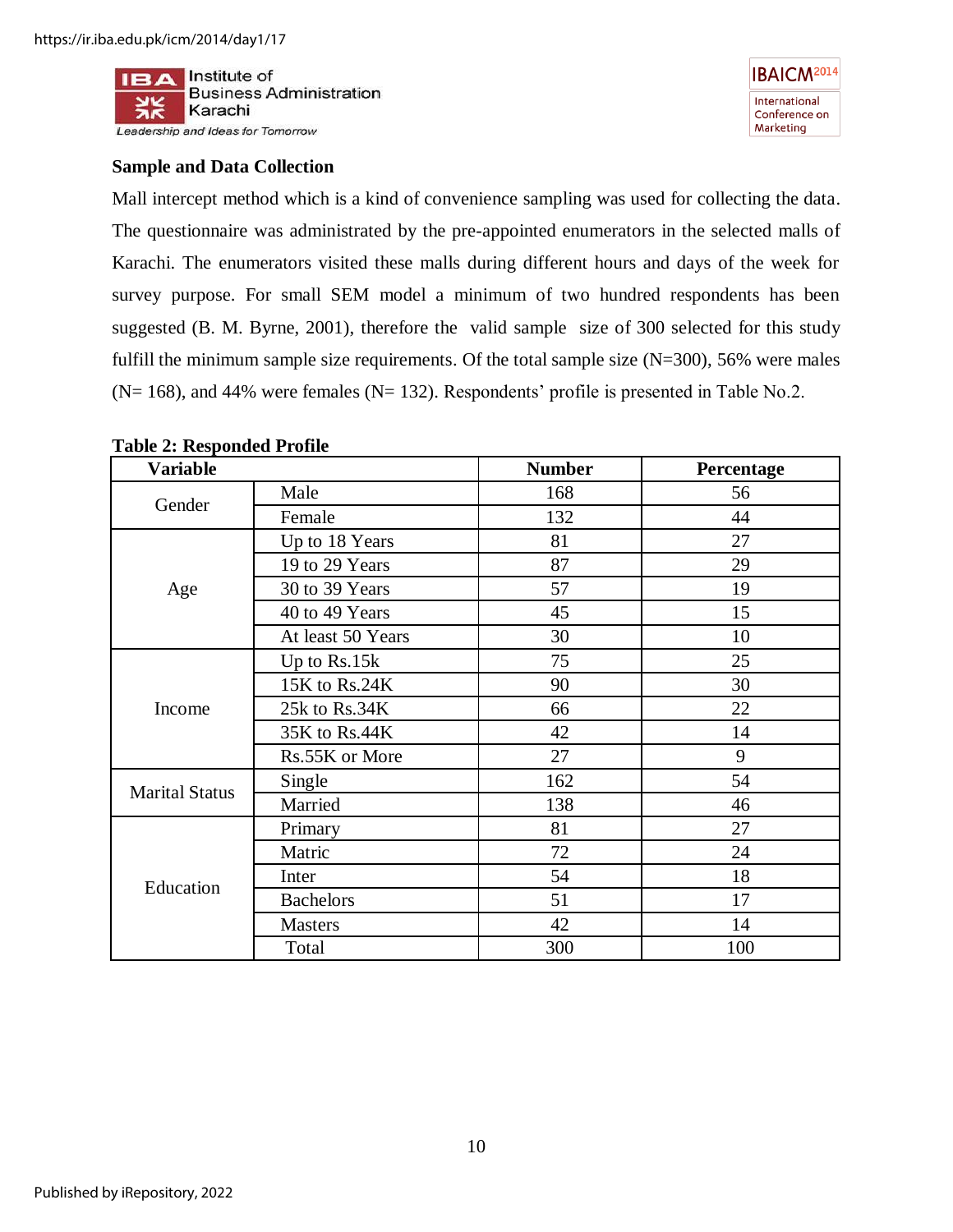**Sample and Data Collection**

Mall intercept method which is a kind of convenience sampling was used for collecting the data. The questionnaire was administrated by the pre-appointed enumerators in the selected malls of Karachi. The enumerators visited these malls during different hours and days of the week for survey purpose. For small SEM model a minimum of two hundred respondents has been suggested (B. M. Byrne, 2001), therefore the valid sample size of 300 selected for this study fulfill the minimum sample size requirements. Of the total sample size (N=300), 56% were males (N= 168), and 44% were females (N= 132). Respondents' profile is presented in Table No.2.

**Table 2: Responded Profile**

| Variable | | Number | Percentage |
|---|---|---|---|
| Gender | Male | 168 | 56 |
| | Female | 132 | 44 |
| Age | Up to 18 Years | 81 | 27 |
| | 19 to 29 Years | 87 | 29 |
| | 30 to 39 Years | 57 | 19 |
| | 40 to 49 Years | 45 | 15 |
| | At least 50 Years | 30 | 10 |
| Income | Up to Rs.15k | 75 | 25 |
| | 15K to Rs.24K | 90 | 30 |
| | 25k to Rs.34K | 66 | 22 |
| | 35K to Rs.44K | 42 | 14 |
| | Rs.55K or More | 27 | 9 |
| Marital Status | Single | 162 | 54 |
| | Married | 138 | 46 |
| Education | Primary | 81 | 27 |
| | Matric | 72 | 24 |
| | Inter | 54 | 18 |
| | Bachelors | 51 | 17 |
| | Masters | 42 | 14 |
| | Total | 300 | 100 |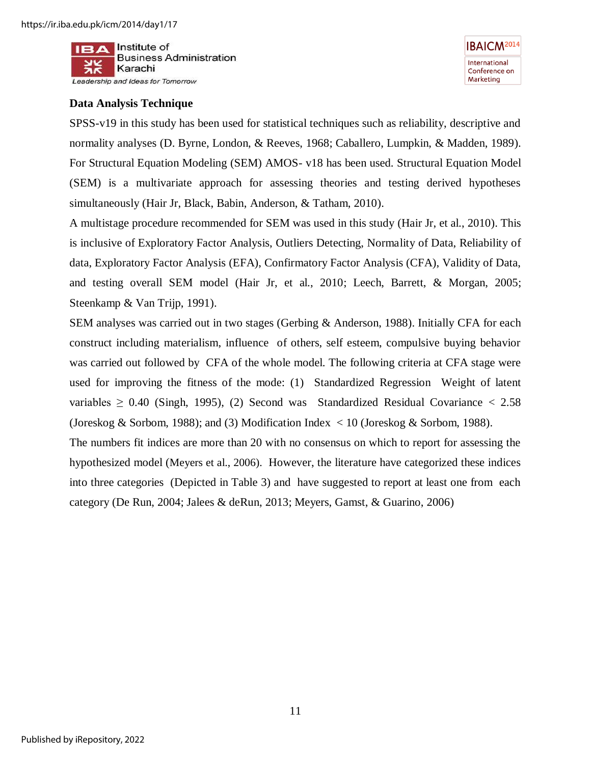### Data Analysis Technique

SPSS-v19 in this study has been used for statistical techniques such as reliability, descriptive and normality analyses (D. Byrne, London, & Reeves, 1968; Caballero, Lumpkin, & Madden, 1989). For Structural Equation Modeling (SEM) AMOS- v18 has been used. Structural Equation Model (SEM) is a multivariate approach for assessing theories and testing derived hypotheses simultaneously (Hair Jr, Black, Babin, Anderson, & Tatham, 2010).

A multistage procedure recommended for SEM was used in this study (Hair Jr, et al., 2010). This is inclusive of Exploratory Factor Analysis, Outliers Detecting, Normality of Data, Reliability of data, Exploratory Factor Analysis (EFA), Confirmatory Factor Analysis (CFA), Validity of Data, and testing overall SEM model (Hair Jr, et al., 2010; Leech, Barrett, & Morgan, 2005; Steenkamp & Van Trijp, 1991).

SEM analyses was carried out in two stages (Gerbing & Anderson, 1988). Initially CFA for each construct including materialism, influence of others, self esteem, compulsive buying behavior was carried out followed by CFA of the whole model. The following criteria at CFA stage were used for improving the fitness of the mode: (1) Standardized Regression Weight of latent variables $\geq 0.40$ (Singh, 1995), (2) Second was Standardized Residual Covariance $< 2.58$ (Joreskog & Sorbom, 1988); and (3) Modification Index $< 10$ (Joreskog & Sorbom, 1988).

The numbers fit indices are more than 20 with no consensus on which to report for assessing the hypothesized model (Meyers et al., 2006). However, the literature have categorized these indices into three categories (Depicted in Table 3) and have suggested to report at least one from each category (De Run, 2004; Jalees & deRun, 2013; Meyers, Gamst, & Guarino, 2006)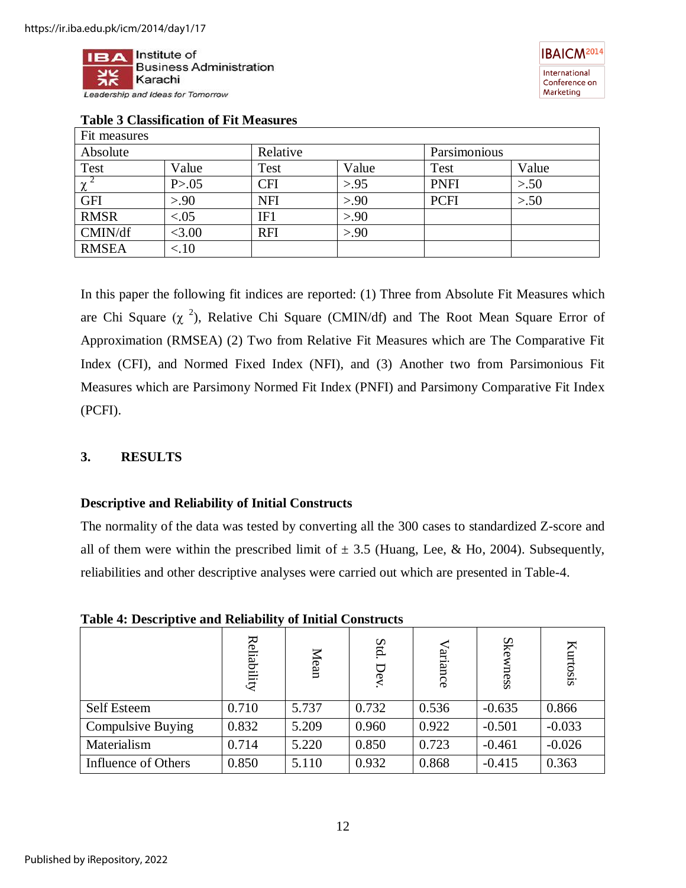**Table 3 Classification of Fit Measures**

| Fit measures | | | | | |
|---|---|---|---|---|---|
| Absolute | | Relative | | Parsimonious | |
| Test | Value | Test | Value | Test | Value |
| $\chi^2$ | P>.05 | CFI | >.95 | PNFI | >.50 |
| GFI | >.90 | NFI | >.90 | PCFI | >.50 |
| RMSR | <.05 | IF1 | >.90 | | |
| CMIN/df | <3.00 | RFI | >.90 | | |
| RMSEA | <.10 | | | | |

In this paper the following fit indices are reported: (1) Three from Absolute Fit Measures which are Chi Square ($\chi^2$), Relative Chi Square (CMIN/df) and The Root Mean Square Error of Approximation (RMSEA) (2) Two from Relative Fit Measures which are The Comparative Fit Index (CFI), and Normed Fixed Index (NFI), and (3) Another two from Parsimonious Fit Measures which are Parsimony Normed Fit Index (PNFI) and Parsimony Comparative Fit Index (PCFI).

## 3. RESULTS

### Descriptive and Reliability of Initial Constructs

The normality of the data was tested by converting all the 300 cases to standardized Z-score and all of them were within the prescribed limit of ± 3.5 (Huang, Lee, & Ho, 2004). Subsequently, reliabilities and other descriptive analyses were carried out which are presented in Table-4.

**Table 4: Descriptive and Reliability of Initial Constructs**

| | Reliability | Mean | Std. Dev. | Variance | Skewness | Kurtosis |
|---|---|---|---|---|---|---|
| Self Esteem | 0.710 | 5.737 | 0.732 | 0.536 | -0.635 | 0.866 |
| Compulsive Buying | 0.832 | 5.209 | 0.960 | 0.922 | -0.501 | -0.033 |
| Materialism | 0.714 | 5.220 | 0.850 | 0.723 | -0.461 | -0.026 |
| Influence of Others | 0.850 | 5.110 | 0.932 | 0.868 | -0.415 | 0.363 |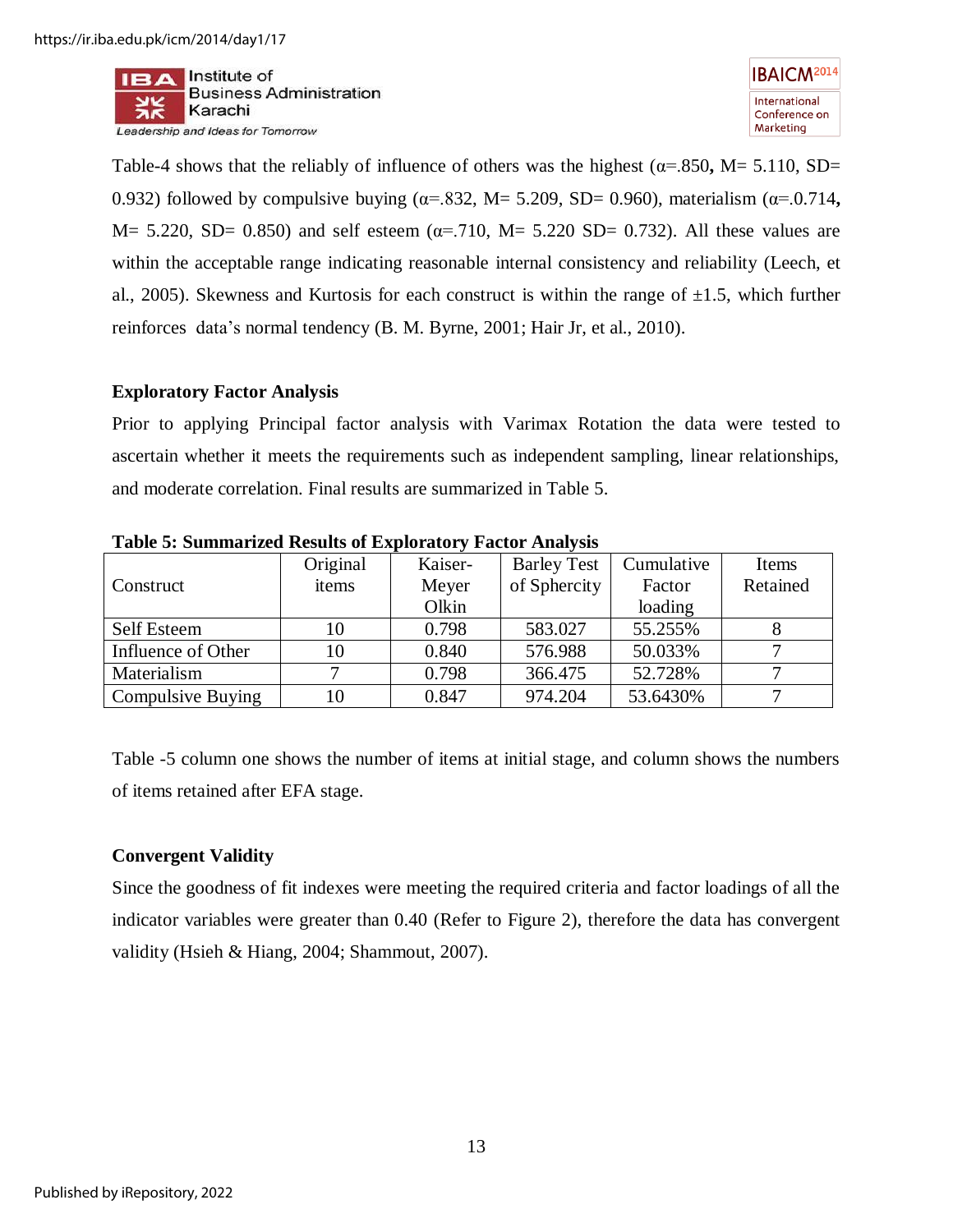Table-4 shows that the reliably of influence of others was the highest (α=.850**,** M= 5.110, SD= 0.932) followed by compulsive buying (α=.832, M= 5.209, SD= 0.960), materialism (α=.0.714**,** M= 5.220, SD= 0.850) and self esteem (α=.710, M= 5.220 SD= 0.732). All these values are within the acceptable range indicating reasonable internal consistency and reliability (Leech, et al., 2005). Skewness and Kurtosis for each construct is within the range of ±1.5, which further reinforces data's normal tendency (B. M. Byrne, 2001; Hair Jr, et al., 2010).

### Exploratory Factor Analysis

Prior to applying Principal factor analysis with Varimax Rotation the data were tested to ascertain whether it meets the requirements such as independent sampling, linear relationships, and moderate correlation. Final results are summarized in Table 5.

**Table 5: Summarized Results of Exploratory Factor Analysis**

| Construct | Original items | Kaiser-Meyer Olkin | Barley Test of Sphercity | Cumulative Factor loading | Items Retained |
|---|---|---|---|---|---|
| Self Esteem | 10 | 0.798 | 583.027 | 55.255% | 8 |
| Influence of Other | 10 | 0.840 | 576.988 | 50.033% | 7 |
| Materialism | 7 | 0.798 | 366.475 | 52.728% | 7 |
| Compulsive Buying | 10 | 0.847 | 974.204 | 53.6430% | 7 |

Table -5 column one shows the number of items at initial stage, and column shows the numbers of items retained after EFA stage.

### Convergent Validity

Since the goodness of fit indexes were meeting the required criteria and factor loadings of all the indicator variables were greater than 0.40 (Refer to Figure 2), therefore the data has convergent validity (Hsieh & Hiang, 2004; Shammout, 2007).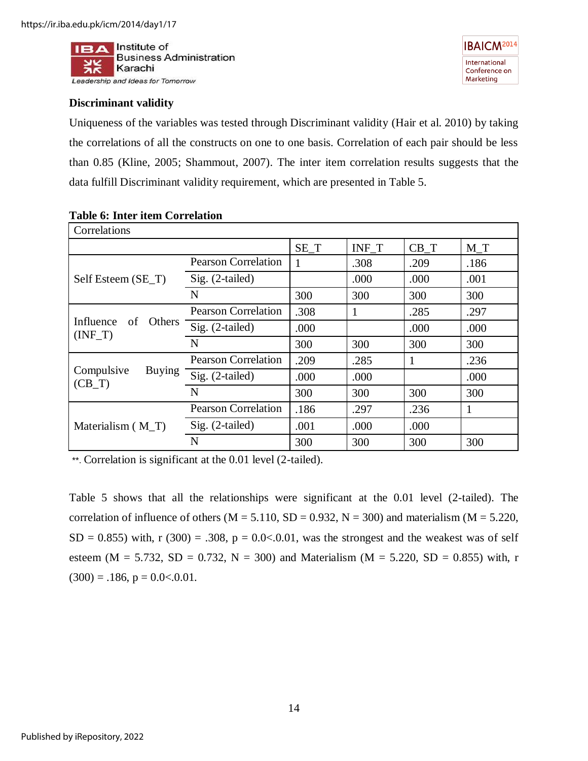### Discriminant validity

Uniqueness of the variables was tested through Discriminant validity (Hair et al. 2010) by taking the correlations of all the constructs on one to one basis. Correlation of each pair should be less than 0.85 (Kline, 2005; Shammout, 2007). The inter item correlation results suggests that the data fulfill Discriminant validity requirement, which are presented in Table 5.

**Table 6: Inter item Correlation**

| Correlations | | | | | |
|---|---|---|---|---|---|
| | | SE_T | INF_T | CB_T | M_T |
| Self Esteem (SE_T) | Pearson Correlation | 1 | .308 | .209 | .186 |
| | Sig. (2-tailed) | | .000 | .000 | .001 |
| | N | 300 | 300 | 300 | 300 |
| Influence of Others (INF_T) | Pearson Correlation | .308 | 1 | .285 | .297 |
| | Sig. (2-tailed) | .000 | | .000 | .000 |
| | N | 300 | 300 | 300 | 300 |
| Compulsive Buying (CB_T) | Pearson Correlation | .209 | .285 | 1 | .236 |
| | Sig. (2-tailed) | .000 | .000 | | .000 |
| | N | 300 | 300 | 300 | 300 |
| Materialism ( M_T) | Pearson Correlation | .186 | .297 | .236 | 1 |
| | Sig. (2-tailed) | .001 | .000 | .000 | |
| | N | 300 | 300 | 300 | 300 |

**. Correlation is significant at the 0.01 level (2-tailed).

Table 5 shows that all the relationships were significant at the 0.01 level (2-tailed). The correlation of influence of others (M = 5.110, SD = 0.932, N = 300) and materialism (M = 5.220, SD = 0.855) with, r (300) = .308, p = 0.0<.0.01, was the strongest and the weakest was of self esteem (M = 5.732, SD = 0.732, N = 300) and Materialism (M = 5.220, SD = 0.855) with, r (300) = .186, p = 0.0<.0.01.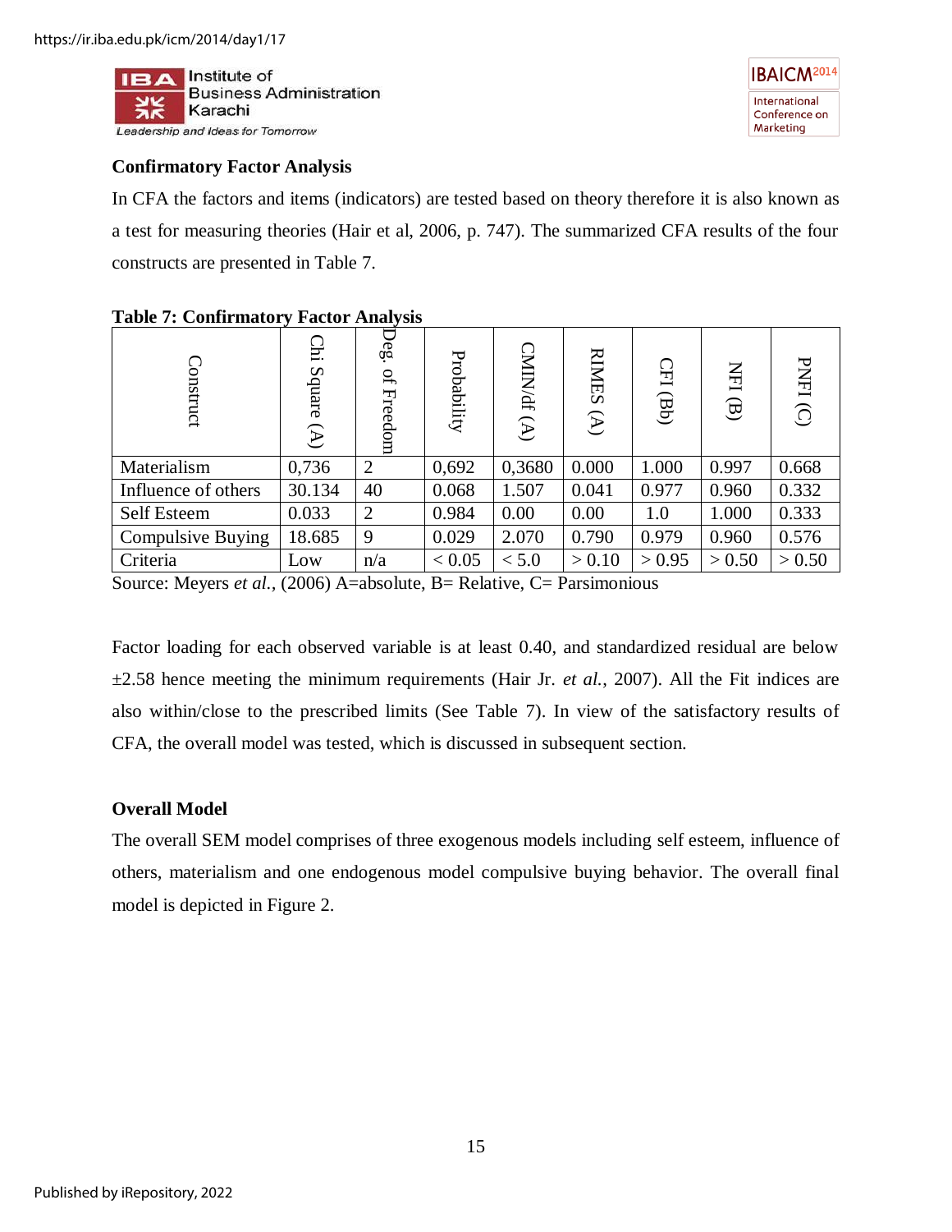## Confirmatory Factor Analysis

In CFA the factors and items (indicators) are tested based on theory therefore it is also known as a test for measuring theories (Hair et al, 2006, p. 747). The summarized CFA results of the four constructs are presented in Table 7.

**Table 7: Confirmatory Factor Analysis**

| Construct | Chi Square (A) | Deg. of Freedom | Probability | CMIN/df (A) | RIMES (A) | CFI (Bb) | NFI (B) | PNFI (C) |
|---|---|---|---|---|---|---|---|---|
| Materialism | 0,736 | 2 | 0,692 | 0,3680 | 0.000 | 1.000 | 0.997 | 0.668 |
| Influence of others | 30.134 | 40 | 0.068 | 1.507 | 0.041 | 0.977 | 0.960 | 0.332 |
| Self Esteem | 0.033 | 2 | 0.984 | 0.00 | 0.00 | 1.0 | 1.000 | 0.333 |
| Compulsive Buying | 18.685 | 9 | 0.029 | 2.070 | 0.790 | 0.979 | 0.960 | 0.576 |
| Criteria | Low | n/a | < 0.05 | < 5.0 | > 0.10 | > 0.95 | > 0.50 | > 0.50 |

Source: Meyers *et al.*, (2006) A=absolute, B= Relative, C= Parsimonious

Factor loading for each observed variable is at least 0.40, and standardized residual are below ±2.58 hence meeting the minimum requirements (Hair Jr. *et al.*, 2007). All the Fit indices are also within/close to the prescribed limits (See Table 7). In view of the satisfactory results of CFA, the overall model was tested, which is discussed in subsequent section.

## Overall Model

The overall SEM model comprises of three exogenous models including self esteem, influence of others, materialism and one endogenous model compulsive buying behavior. The overall final model is depicted in Figure 2.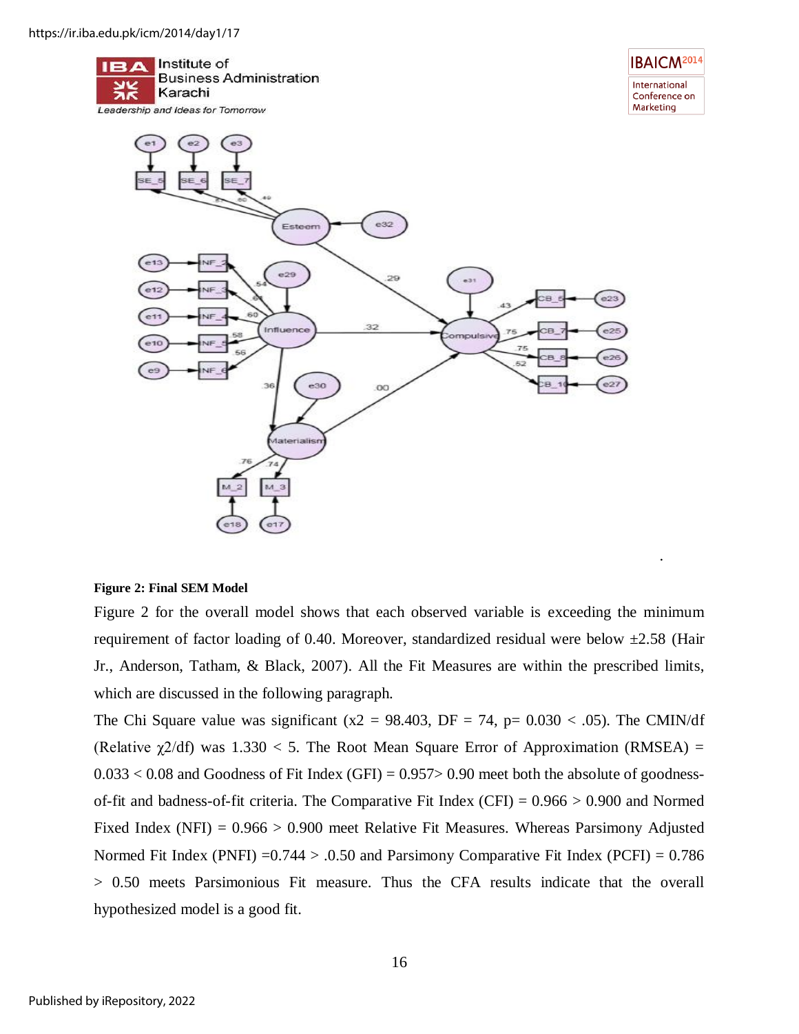**Figure 2: Final SEM Model**

Figure 2 for the overall model shows that each observed variable is exceeding the minimum requirement of factor loading of 0.40. Moreover, standardized residual were below ±2.58 (Hair Jr., Anderson, Tatham, & Black, 2007). All the Fit Measures are within the prescribed limits, which are discussed in the following paragraph.

The Chi Square value was significant (x2 = 98.403, DF = 74, p= 0.030 < .05). The CMIN/df (Relative $\chi 2$/df) was 1.330 < 5. The Root Mean Square Error of Approximation (RMSEA) = 0.033 < 0.08 and Goodness of Fit Index (GFI) = 0.957> 0.90 meet both the absolute of goodness-of-fit and badness-of-fit criteria. The Comparative Fit Index (CFI) = 0.966 > 0.900 and Normed Fixed Index (NFI) = 0.966 > 0.900 meet Relative Fit Measures. Whereas Parsimony Adjusted Normed Fit Index (PNFI) =0.744 > .0.50 and Parsimony Comparative Fit Index (PCFI) = 0.786 > 0.50 meets Parsimonious Fit measure. Thus the CFA results indicate that the overall hypothesized model is a good fit.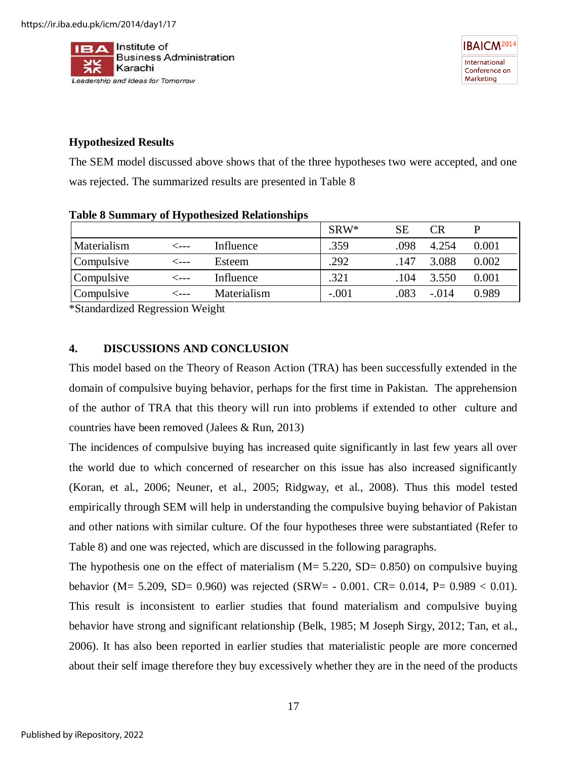**Hypothesized Results**

The SEM model discussed above shows that of the three hypotheses two were accepted, and one was rejected. The summarized results are presented in Table 8

**Table 8 Summary of Hypothesized Relationships**

| | | | SRW* | SE | CR | P |
|---|---|---|---|---|---|---|
| Materialism | <--- | Influence | .359 | .098 | 4.254 | 0.001 |
| Compulsive | <--- | Esteem | .292 | .147 | 3.088 | 0.002 |
| Compulsive | <--- | Influence | .321 | .104 | 3.550 | 0.001 |
| Compulsive | <--- | Materialism | -.001 | .083 | -.014 | 0.989 |

*Standardized Regression Weight

## 4. DISCUSSIONS AND CONCLUSION

This model based on the Theory of Reason Action (TRA) has been successfully extended in the domain of compulsive buying behavior, perhaps for the first time in Pakistan. The apprehension of the author of TRA that this theory will run into problems if extended to other culture and countries have been removed (Jalees & Run, 2013)

The incidences of compulsive buying has increased quite significantly in last few years all over the world due to which concerned of researcher on this issue has also increased significantly (Koran, et al., 2006; Neuner, et al., 2005; Ridgway, et al., 2008). Thus this model tested empirically through SEM will help in understanding the compulsive buying behavior of Pakistan and other nations with similar culture. Of the four hypotheses three were substantiated (Refer to Table 8) and one was rejected, which are discussed in the following paragraphs.

The hypothesis one on the effect of materialism (M= 5.220, SD= 0.850) on compulsive buying behavior (M= 5.209, SD= 0.960) was rejected (SRW= - 0.001. CR= 0.014, P= 0.989 < 0.01). This result is inconsistent to earlier studies that found materialism and compulsive buying behavior have strong and significant relationship (Belk, 1985; M Joseph Sirgy, 2012; Tan, et al., 2006). It has also been reported in earlier studies that materialistic people are more concerned about their self image therefore they buy excessively whether they are in the need of the products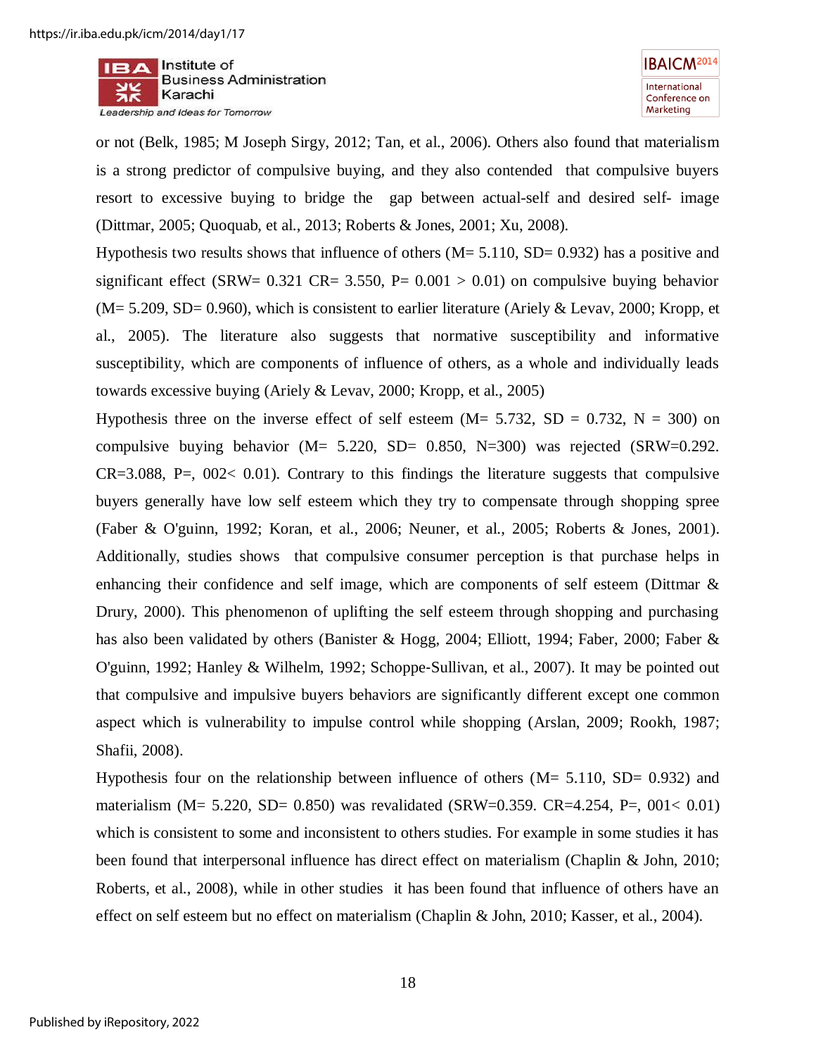or not (Belk, 1985; M Joseph Sirgy, 2012; Tan, et al., 2006). Others also found that materialism is a strong predictor of compulsive buying, and they also contended that compulsive buyers resort to excessive buying to bridge the gap between actual-self and desired self- image (Dittmar, 2005; Quoquab, et al., 2013; Roberts & Jones, 2001; Xu, 2008).

Hypothesis two results shows that influence of others (M= 5.110, SD= 0.932) has a positive and significant effect (SRW= 0.321 CR= 3.550, P= 0.001 > 0.01) on compulsive buying behavior (M= 5.209, SD= 0.960), which is consistent to earlier literature (Ariely & Levav, 2000; Kropp, et al., 2005). The literature also suggests that normative susceptibility and informative susceptibility, which are components of influence of others, as a whole and individually leads towards excessive buying (Ariely & Levav, 2000; Kropp, et al., 2005)

Hypothesis three on the inverse effect of self esteem (M= 5.732, SD = 0.732, N = 300) on compulsive buying behavior (M= 5.220, SD= 0.850, N=300) was rejected (SRW=0.292. CR=3.088, P=, 002< 0.01). Contrary to this findings the literature suggests that compulsive buyers generally have low self esteem which they try to compensate through shopping spree (Faber & O'guinn, 1992; Koran, et al., 2006; Neuner, et al., 2005; Roberts & Jones, 2001). Additionally, studies shows that compulsive consumer perception is that purchase helps in enhancing their confidence and self image, which are components of self esteem (Dittmar & Drury, 2000). This phenomenon of uplifting the self esteem through shopping and purchasing has also been validated by others (Banister & Hogg, 2004; Elliott, 1994; Faber, 2000; Faber & O'guinn, 1992; Hanley & Wilhelm, 1992; Schoppe-Sullivan, et al., 2007). It may be pointed out that compulsive and impulsive buyers behaviors are significantly different except one common aspect which is vulnerability to impulse control while shopping (Arslan, 2009; Rookh, 1987; Shafii, 2008).

Hypothesis four on the relationship between influence of others (M= 5.110, SD= 0.932) and materialism (M= 5.220, SD= 0.850) was revalidated (SRW=0.359. CR=4.254, P=, 001< 0.01) which is consistent to some and inconsistent to others studies. For example in some studies it has been found that interpersonal influence has direct effect on materialism (Chaplin & John, 2010; Roberts, et al., 2008), while in other studies it has been found that influence of others have an effect on self esteem but no effect on materialism (Chaplin & John, 2010; Kasser, et al., 2004).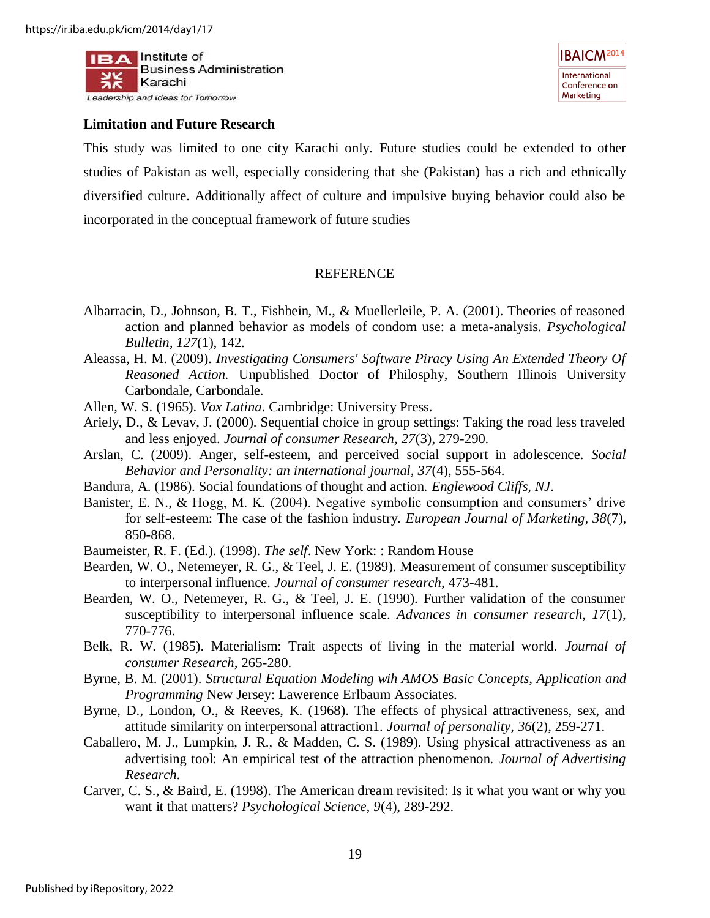## Limitation and Future Research

This study was limited to one city Karachi only. Future studies could be extended to other studies of Pakistan as well, especially considering that she (Pakistan) has a rich and ethnically diversified culture. Additionally affect of culture and impulsive buying behavior could also be incorporated in the conceptual framework of future studies

## REFERENCE

Albarracin, D., Johnson, B. T., Fishbein, M., & Muellerleile, P. A. (2001). Theories of reasoned action and planned behavior as models of condom use: a meta-analysis. *Psychological Bulletin, 127*(1), 142.

Aleassa, H. M. (2009). *Investigating Consumers' Software Piracy Using An Extended Theory Of Reasoned Action.* Unpublished Doctor of Philosphy, Southern Illinois University Carbondale, Carbondale.

Allen, W. S. (1965). *Vox Latina*. Cambridge: University Press.

Ariely, D., & Levav, J. (2000). Sequential choice in group settings: Taking the road less traveled and less enjoyed. *Journal of consumer Research, 27*(3), 279-290.

Arslan, C. (2009). Anger, self-esteem, and perceived social support in adolescence. *Social Behavior and Personality: an international journal, 37*(4), 555-564.

Bandura, A. (1986). Social foundations of thought and action. *Englewood Cliffs, NJ*.

Banister, E. N., & Hogg, M. K. (2004). Negative symbolic consumption and consumers' drive for self-esteem: The case of the fashion industry. *European Journal of Marketing, 38*(7), 850-868.

Baumeister, R. F. (Ed.). (1998). *The self*. New York: : Random House

Bearden, W. O., Netemeyer, R. G., & Teel, J. E. (1989). Measurement of consumer susceptibility to interpersonal influence. *Journal of consumer research*, 473-481.

Bearden, W. O., Netemeyer, R. G., & Teel, J. E. (1990). Further validation of the consumer susceptibility to interpersonal influence scale. *Advances in consumer research, 17*(1), 770-776.

Belk, R. W. (1985). Materialism: Trait aspects of living in the material world. *Journal of consumer Research*, 265-280.

Byrne, B. M. (2001). *Structural Equation Modeling wih AMOS Basic Concepts, Application and Programming* New Jersey: Lawerence Erlbaum Associates.

Byrne, D., London, O., & Reeves, K. (1968). The effects of physical attractiveness, sex, and attitude similarity on interpersonal attraction1. *Journal of personality, 36*(2), 259-271.

Caballero, M. J., Lumpkin, J. R., & Madden, C. S. (1989). Using physical attractiveness as an advertising tool: An empirical test of the attraction phenomenon. *Journal of Advertising Research*.

Carver, C. S., & Baird, E. (1998). The American dream revisited: Is it what you want or why you want it that matters? *Psychological Science, 9*(4), 289-292.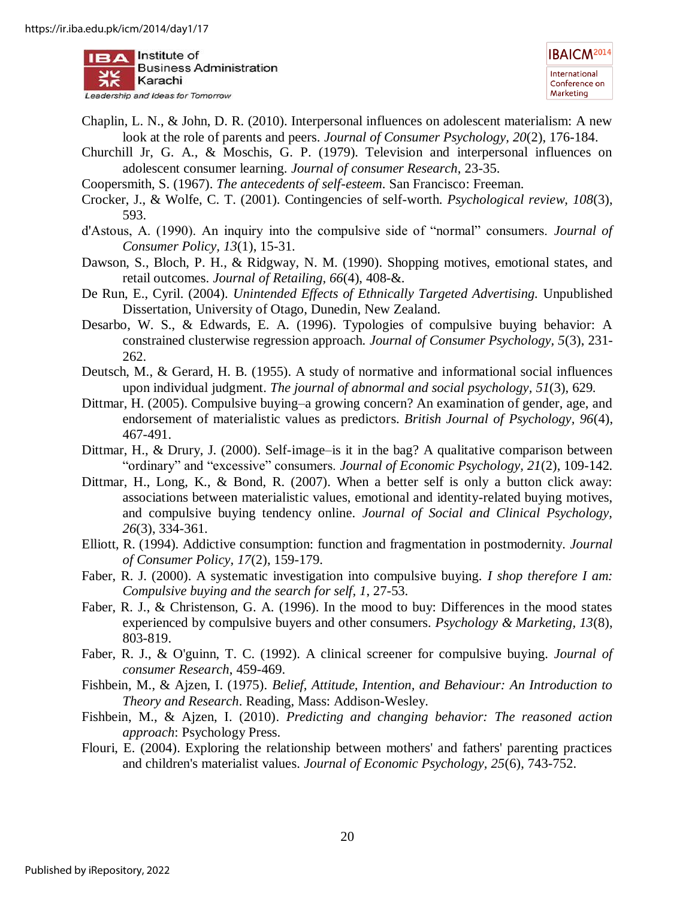Chaplin, L. N., & John, D. R. (2010). Interpersonal influences on adolescent materialism: A new look at the role of parents and peers. *Journal of Consumer Psychology*, *20*(2), 176-184.

Churchill Jr, G. A., & Moschis, G. P. (1979). Television and interpersonal influences on adolescent consumer learning. *Journal of consumer Research*, 23-35.

Coopersmith, S. (1967). *The antecedents of self-esteem*. San Francisco: Freeman.

Crocker, J., & Wolfe, C. T. (2001). Contingencies of self-worth. *Psychological review, 108*(3), 593.

d'Astous, A. (1990). An inquiry into the compulsive side of "normal" consumers. *Journal of Consumer Policy, 13*(1), 15-31.

Dawson, S., Bloch, P. H., & Ridgway, N. M. (1990). Shopping motives, emotional states, and retail outcomes. *Journal of Retailing, 66*(4), 408-&.

De Run, E., Cyril. (2004). *Unintended Effects of Ethnically Targeted Advertising.* Unpublished Dissertation, University of Otago, Dunedin, New Zealand.

Desarbo, W. S., & Edwards, E. A. (1996). Typologies of compulsive buying behavior: A constrained clusterwise regression approach. *Journal of Consumer Psychology, 5*(3), 231-262.

Deutsch, M., & Gerard, H. B. (1955). A study of normative and informational social influences upon individual judgment. *The journal of abnormal and social psychology, 51*(3), 629.

Dittmar, H. (2005). Compulsive buying–a growing concern? An examination of gender, age, and endorsement of materialistic values as predictors. *British Journal of Psychology, 96*(4), 467-491.

Dittmar, H., & Drury, J. (2000). Self-image–is it in the bag? A qualitative comparison between "ordinary" and "excessive" consumers. *Journal of Economic Psychology, 21*(2), 109-142.

Dittmar, H., Long, K., & Bond, R. (2007). When a better self is only a button click away: associations between materialistic values, emotional and identity-related buying motives, and compulsive buying tendency online. *Journal of Social and Clinical Psychology, 26*(3), 334-361.

Elliott, R. (1994). Addictive consumption: function and fragmentation in postmodernity. *Journal of Consumer Policy, 17*(2), 159-179.

Faber, R. J. (2000). A systematic investigation into compulsive buying. *I shop therefore I am: Compulsive buying and the search for self, 1*, 27-53.

Faber, R. J., & Christenson, G. A. (1996). In the mood to buy: Differences in the mood states experienced by compulsive buyers and other consumers. *Psychology & Marketing, 13*(8), 803-819.

Faber, R. J., & O'guinn, T. C. (1992). A clinical screener for compulsive buying. *Journal of consumer Research*, 459-469.

Fishbein, M., & Ajzen, I. (1975). *Belief, Attitude, Intention, and Behaviour: An Introduction to Theory and Research*. Reading, Mass: Addison-Wesley.

Fishbein, M., & Ajzen, I. (2010). *Predicting and changing behavior: The reasoned action approach*: Psychology Press.

Flouri, E. (2004). Exploring the relationship between mothers' and fathers' parenting practices and children's materialist values. *Journal of Economic Psychology, 25*(6), 743-752.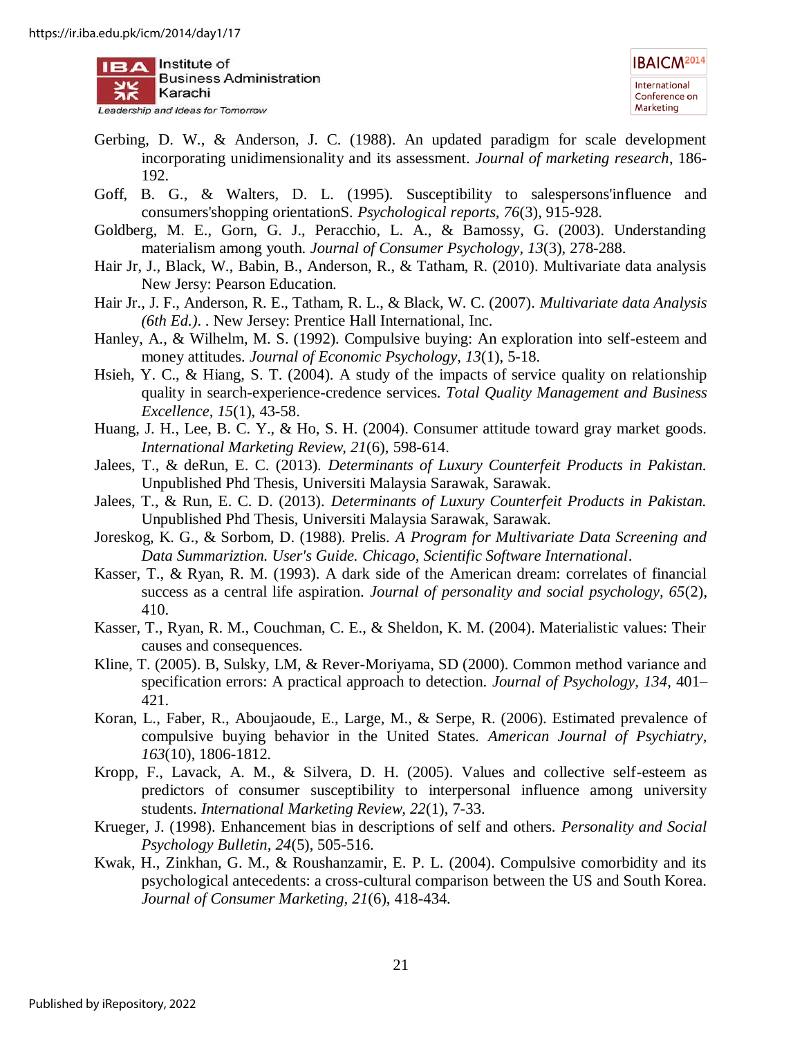Gerbing, D. W., & Anderson, J. C. (1988). An updated paradigm for scale development incorporating unidimensionality and its assessment. *Journal of marketing research*, 186-192.

Goff, B. G., & Walters, D. L. (1995). Susceptibility to salespersons'influence and consumers'shopping orientationS. *Psychological reports, 76*(3), 915-928.

Goldberg, M. E., Gorn, G. J., Peracchio, L. A., & Bamossy, G. (2003). Understanding materialism among youth. *Journal of Consumer Psychology, 13*(3), 278-288.

Hair Jr, J., Black, W., Babin, B., Anderson, R., & Tatham, R. (2010). Multivariate data analysis New Jersy: Pearson Education.

Hair Jr., J. F., Anderson, R. E., Tatham, R. L., & Black, W. C. (2007). *Multivariate data Analysis (6th Ed.).* . New Jersey: Prentice Hall International, Inc.

Hanley, A., & Wilhelm, M. S. (1992). Compulsive buying: An exploration into self-esteem and money attitudes. *Journal of Economic Psychology, 13*(1), 5-18.

Hsieh, Y. C., & Hiang, S. T. (2004). A study of the impacts of service quality on relationship quality in search-experience-credence services. *Total Quality Management and Business Excellence, 15*(1), 43-58.

Huang, J. H., Lee, B. C. Y., & Ho, S. H. (2004). Consumer attitude toward gray market goods. *International Marketing Review, 21*(6), 598-614.

Jalees, T., & deRun, E. C. (2013). *Determinants of Luxury Counterfeit Products in Pakistan.* Unpublished Phd Thesis, Universiti Malaysia Sarawak, Sarawak.

Jalees, T., & Run, E. C. D. (2013). *Determinants of Luxury Counterfeit Products in Pakistan.* Unpublished Phd Thesis, Universiti Malaysia Sarawak, Sarawak.

Joreskog, K. G., & Sorbom, D. (1988). Prelis. *A Program for Multivariate Data Screening and Data Summariztion. User's Guide. Chicago, Scientific Software International*.

Kasser, T., & Ryan, R. M. (1993). A dark side of the American dream: correlates of financial success as a central life aspiration. *Journal of personality and social psychology, 65*(2), 410.

Kasser, T., Ryan, R. M., Couchman, C. E., & Sheldon, K. M. (2004). Materialistic values: Their causes and consequences.

Kline, T. (2005). B, Sulsky, LM, & Rever-Moriyama, SD (2000). Common method variance and specification errors: A practical approach to detection. *Journal of Psychology, 134*, 401–421.

Koran, L., Faber, R., Aboujaoude, E., Large, M., & Serpe, R. (2006). Estimated prevalence of compulsive buying behavior in the United States. *American Journal of Psychiatry, 163*(10), 1806-1812.

Kropp, F., Lavack, A. M., & Silvera, D. H. (2005). Values and collective self-esteem as predictors of consumer susceptibility to interpersonal influence among university students. *International Marketing Review, 22*(1), 7-33.

Krueger, J. (1998). Enhancement bias in descriptions of self and others. *Personality and Social Psychology Bulletin, 24*(5), 505-516.

Kwak, H., Zinkhan, G. M., & Roushanzamir, E. P. L. (2004). Compulsive comorbidity and its psychological antecedents: a cross-cultural comparison between the US and South Korea. *Journal of Consumer Marketing, 21*(6), 418-434.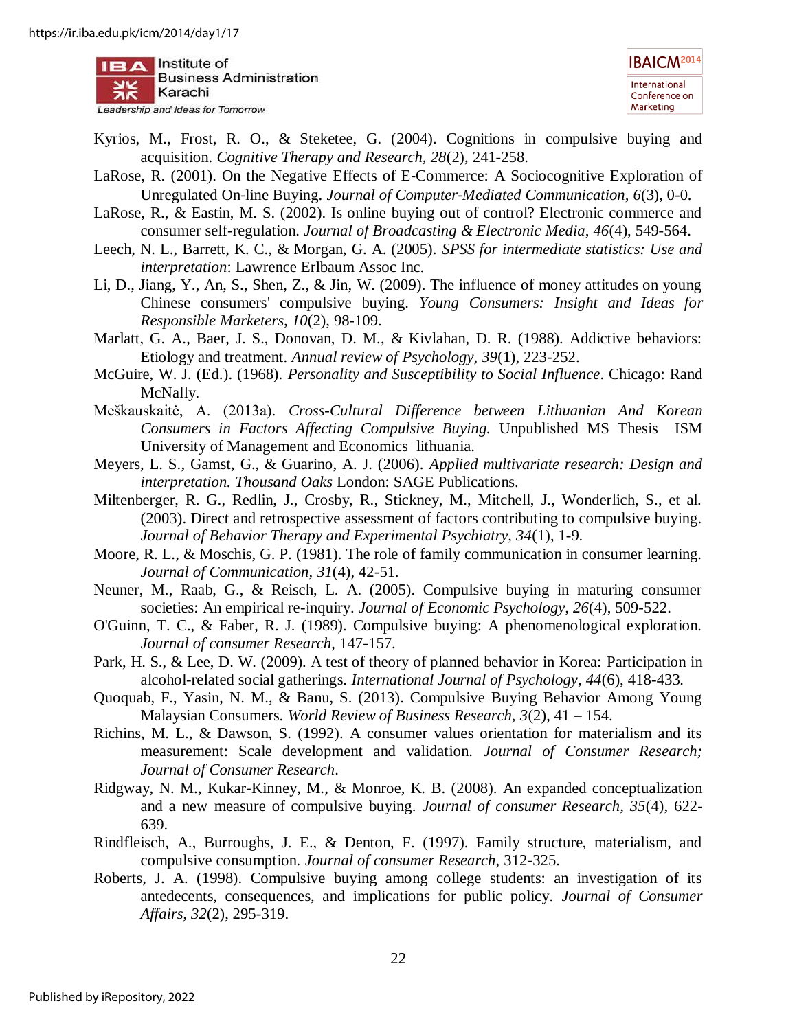Kyrios, M., Frost, R. O., & Steketee, G. (2004). Cognitions in compulsive buying and acquisition. *Cognitive Therapy and Research, 28*(2), 241-258.

LaRose, R. (2001). On the Negative Effects of E-Commerce: A Sociocognitive Exploration of Unregulated On-line Buying. *Journal of Computer-Mediated Communication, 6*(3), 0-0.

LaRose, R., & Eastin, M. S. (2002). Is online buying out of control? Electronic commerce and consumer self-regulation. *Journal of Broadcasting & Electronic Media, 46*(4), 549-564.

Leech, N. L., Barrett, K. C., & Morgan, G. A. (2005). *SPSS for intermediate statistics: Use and interpretation*: Lawrence Erlbaum Assoc Inc.

Li, D., Jiang, Y., An, S., Shen, Z., & Jin, W. (2009). The influence of money attitudes on young Chinese consumers' compulsive buying. *Young Consumers: Insight and Ideas for Responsible Marketers, 10*(2), 98-109.

Marlatt, G. A., Baer, J. S., Donovan, D. M., & Kivlahan, D. R. (1988). Addictive behaviors: Etiology and treatment. *Annual review of Psychology, 39*(1), 223-252.

McGuire, W. J. (Ed.). (1968). *Personality and Susceptibility to Social Influence*. Chicago: Rand McNally.

Meškauskaitė, A. (2013a). *Cross-Cultural Difference between Lithuanian And Korean Consumers in Factors Affecting Compulsive Buying.* Unpublished MS Thesis ISM University of Management and Economics lithuania.

Meyers, L. S., Gamst, G., & Guarino, A. J. (2006). *Applied multivariate research: Design and interpretation. Thousand Oaks* London: SAGE Publications.

Miltenberger, R. G., Redlin, J., Crosby, R., Stickney, M., Mitchell, J., Wonderlich, S., et al. (2003). Direct and retrospective assessment of factors contributing to compulsive buying. *Journal of Behavior Therapy and Experimental Psychiatry, 34*(1), 1-9.

Moore, R. L., & Moschis, G. P. (1981). The role of family communication in consumer learning. *Journal of Communication, 31*(4), 42-51.

Neuner, M., Raab, G., & Reisch, L. A. (2005). Compulsive buying in maturing consumer societies: An empirical re-inquiry. *Journal of Economic Psychology, 26*(4), 509-522.

O'Guinn, T. C., & Faber, R. J. (1989). Compulsive buying: A phenomenological exploration. *Journal of consumer Research*, 147-157.

Park, H. S., & Lee, D. W. (2009). A test of theory of planned behavior in Korea: Participation in alcohol-related social gatherings. *International Journal of Psychology, 44*(6), 418-433.

Quoquab, F., Yasin, N. M., & Banu, S. (2013). Compulsive Buying Behavior Among Young Malaysian Consumers. *World Review of Business Research, 3*(2), 41 – 154.

Richins, M. L., & Dawson, S. (1992). A consumer values orientation for materialism and its measurement: Scale development and validation. *Journal of Consumer Research; Journal of Consumer Research*.

Ridgway, N. M., Kukar-Kinney, M., & Monroe, K. B. (2008). An expanded conceptualization and a new measure of compulsive buying. *Journal of consumer Research, 35*(4), 622-639.

Rindfleisch, A., Burroughs, J. E., & Denton, F. (1997). Family structure, materialism, and compulsive consumption. *Journal of consumer Research*, 312-325.

Roberts, J. A. (1998). Compulsive buying among college students: an investigation of its antedecents, consequences, and implications for public policy. *Journal of Consumer Affairs, 32*(2), 295-319.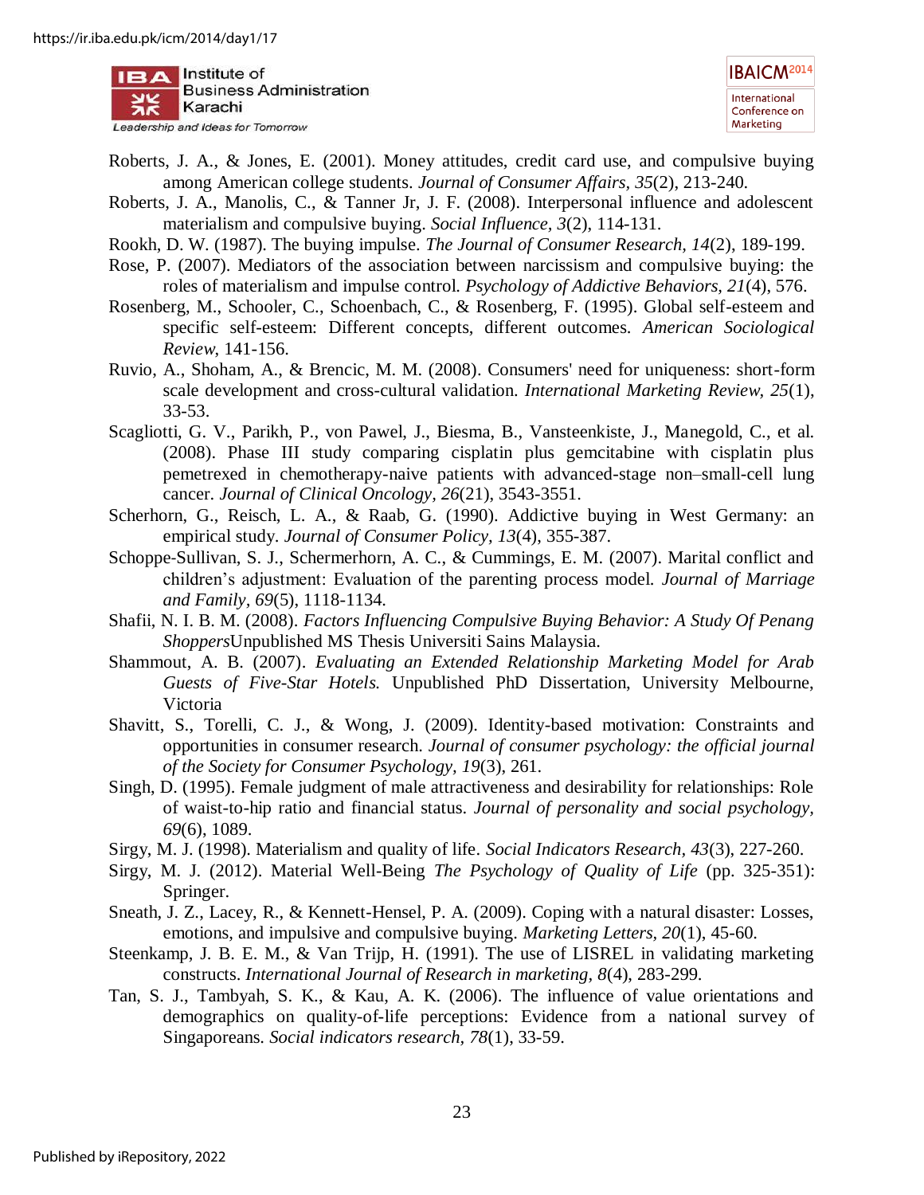Roberts, J. A., & Jones, E. (2001). Money attitudes, credit card use, and compulsive buying among American college students. *Journal of Consumer Affairs, 35*(2), 213-240.

Roberts, J. A., Manolis, C., & Tanner Jr, J. F. (2008). Interpersonal influence and adolescent materialism and compulsive buying. *Social Influence, 3*(2), 114-131.

Rookh, D. W. (1987). The buying impulse. *The Journal of Consumer Research, 14*(2), 189-199.

Rose, P. (2007). Mediators of the association between narcissism and compulsive buying: the roles of materialism and impulse control. *Psychology of Addictive Behaviors, 21*(4), 576.

Rosenberg, M., Schooler, C., Schoenbach, C., & Rosenberg, F. (1995). Global self-esteem and specific self-esteem: Different concepts, different outcomes. *American Sociological Review*, 141-156.

Ruvio, A., Shoham, A., & Brencic, M. M. (2008). Consumers' need for uniqueness: short-form scale development and cross-cultural validation. *International Marketing Review, 25*(1), 33-53.

Scagliotti, G. V., Parikh, P., von Pawel, J., Biesma, B., Vansteenkiste, J., Manegold, C., et al. (2008). Phase III study comparing cisplatin plus gemcitabine with cisplatin plus pemetrexed in chemotherapy-naive patients with advanced-stage non–small-cell lung cancer. *Journal of Clinical Oncology, 26*(21), 3543-3551.

Scherhorn, G., Reisch, L. A., & Raab, G. (1990). Addictive buying in West Germany: an empirical study. *Journal of Consumer Policy, 13*(4), 355-387.

Schoppe-Sullivan, S. J., Schermerhorn, A. C., & Cummings, E. M. (2007). Marital conflict and children's adjustment: Evaluation of the parenting process model. *Journal of Marriage and Family, 69*(5), 1118-1134.

Shafii, N. I. B. M. (2008). *Factors Influencing Compulsive Buying Behavior: A Study Of Penang Shoppers*Unpublished MS Thesis Universiti Sains Malaysia.

Shammout, A. B. (2007). *Evaluating an Extended Relationship Marketing Model for Arab Guests of Five-Star Hotels.* Unpublished PhD Dissertation, University Melbourne, Victoria

Shavitt, S., Torelli, C. J., & Wong, J. (2009). Identity-based motivation: Constraints and opportunities in consumer research. *Journal of consumer psychology: the official journal of the Society for Consumer Psychology, 19*(3), 261.

Singh, D. (1995). Female judgment of male attractiveness and desirability for relationships: Role of waist-to-hip ratio and financial status. *Journal of personality and social psychology, 69*(6), 1089.

Sirgy, M. J. (1998). Materialism and quality of life. *Social Indicators Research, 43*(3), 227-260.

Sirgy, M. J. (2012). Material Well-Being *The Psychology of Quality of Life* (pp. 325-351): Springer.

Sneath, J. Z., Lacey, R., & Kennett-Hensel, P. A. (2009). Coping with a natural disaster: Losses, emotions, and impulsive and compulsive buying. *Marketing Letters, 20*(1), 45-60.

Steenkamp, J. B. E. M., & Van Trijp, H. (1991). The use of LISREL in validating marketing constructs. *International Journal of Research in marketing, 8*(4), 283-299.

Tan, S. J., Tambyah, S. K., & Kau, A. K. (2006). The influence of value orientations and demographics on quality-of-life perceptions: Evidence from a national survey of Singaporeans. *Social indicators research, 78*(1), 33-59.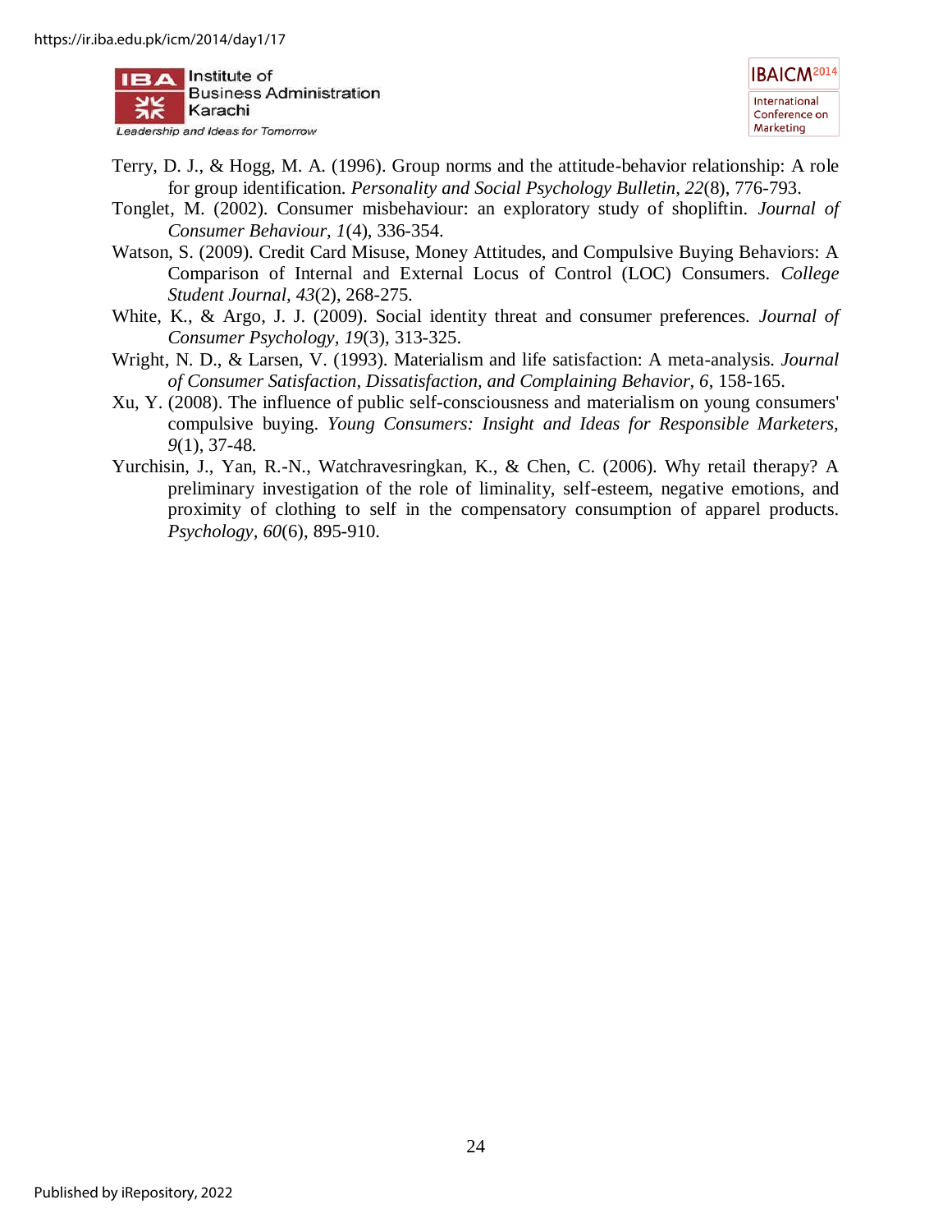Terry, D. J., & Hogg, M. A. (1996). Group norms and the attitude-behavior relationship: A role for group identification. *Personality and Social Psychology Bulletin, 22*(8), 776-793.

Tonglet, M. (2002). Consumer misbehaviour: an exploratory study of shopliftin. *Journal of Consumer Behaviour, 1*(4), 336-354.

Watson, S. (2009). Credit Card Misuse, Money Attitudes, and Compulsive Buying Behaviors: A Comparison of Internal and External Locus of Control (LOC) Consumers. *College Student Journal, 43*(2), 268-275.

White, K., & Argo, J. J. (2009). Social identity threat and consumer preferences. *Journal of Consumer Psychology, 19*(3), 313-325.

Wright, N. D., & Larsen, V. (1993). Materialism and life satisfaction: A meta-analysis. *Journal of Consumer Satisfaction, Dissatisfaction, and Complaining Behavior, 6*, 158-165.

Xu, Y. (2008). The influence of public self-consciousness and materialism on young consumers' compulsive buying. *Young Consumers: Insight and Ideas for Responsible Marketers, 9*(1), 37-48.

Yurchisin, J., Yan, R.-N., Watchravesringkan, K., & Chen, C. (2006). Why retail therapy? A preliminary investigation of the role of liminality, self-esteem, negative emotions, and proximity of clothing to self in the compensatory consumption of apparel products. *Psychology, 60*(6), 895-910.